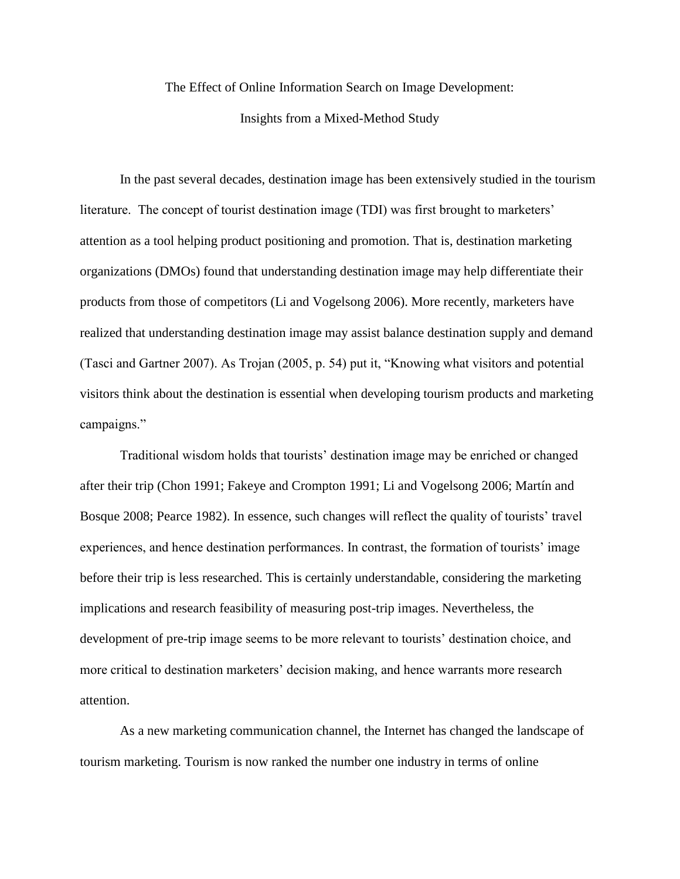# The Effect of Online Information Search on Image Development:

## Insights from a Mixed-Method Study

In the past several decades, destination image has been extensively studied in the tourism literature. The concept of tourist destination image (TDI) was first brought to marketers' attention as a tool helping product positioning and promotion. That is, destination marketing organizations (DMOs) found that understanding destination image may help differentiate their products from those of competitors (Li and Vogelsong 2006). More recently, marketers have realized that understanding destination image may assist balance destination supply and demand (Tasci and Gartner 2007). As Trojan (2005, p. 54) put it, "Knowing what visitors and potential visitors think about the destination is essential when developing tourism products and marketing campaigns."

Traditional wisdom holds that tourists' destination image may be enriched or changed after their trip (Chon 1991; Fakeye and Crompton 1991; Li and Vogelsong 2006; Martín and Bosque 2008; Pearce 1982). In essence, such changes will reflect the quality of tourists' travel experiences, and hence destination performances. In contrast, the formation of tourists' image before their trip is less researched. This is certainly understandable, considering the marketing implications and research feasibility of measuring post-trip images. Nevertheless, the development of pre-trip image seems to be more relevant to tourists' destination choice, and more critical to destination marketers' decision making, and hence warrants more research attention.

As a new marketing communication channel, the Internet has changed the landscape of tourism marketing. Tourism is now ranked the number one industry in terms of online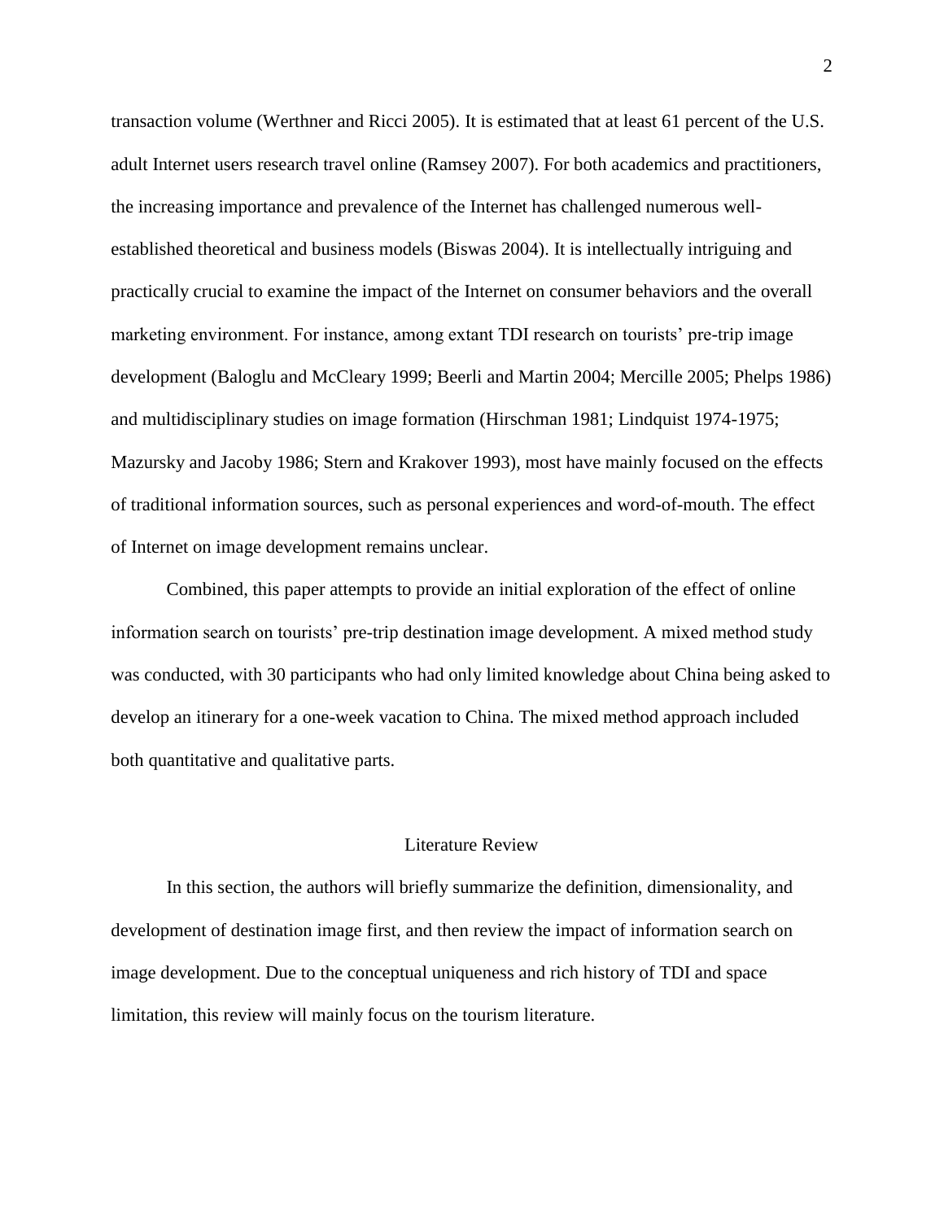transaction volume (Werthner and Ricci 2005). It is estimated that at least 61 percent of the U.S. adult Internet users research travel online (Ramsey 2007). For both academics and practitioners, the increasing importance and prevalence of the Internet has challenged numerous well-established theoretical and business models (Biswas 2004). It is intellectually intriguing and practically crucial to examine the impact of the Internet on consumer behaviors and the overall marketing environment. For instance, among extant TDI research on tourists' pre-trip image development (Baloglu and McCleary 1999; Beerli and Martin 2004; Mercille 2005; Phelps 1986) and multidisciplinary studies on image formation (Hirschman 1981; Lindquist 1974-1975; Mazursky and Jacoby 1986; Stern and Krakover 1993), most have mainly focused on the effects of traditional information sources, such as personal experiences and word-of-mouth. The effect of Internet on image development remains unclear.

Combined, this paper attempts to provide an initial exploration of the effect of online information search on tourists' pre-trip destination image development. A mixed method study was conducted, with 30 participants who had only limited knowledge about China being asked to develop an itinerary for a one-week vacation to China. The mixed method approach included both quantitative and qualitative parts.

## Literature Review

In this section, the authors will briefly summarize the definition, dimensionality, and development of destination image first, and then review the impact of information search on image development. Due to the conceptual uniqueness and rich history of TDI and space limitation, this review will mainly focus on the tourism literature.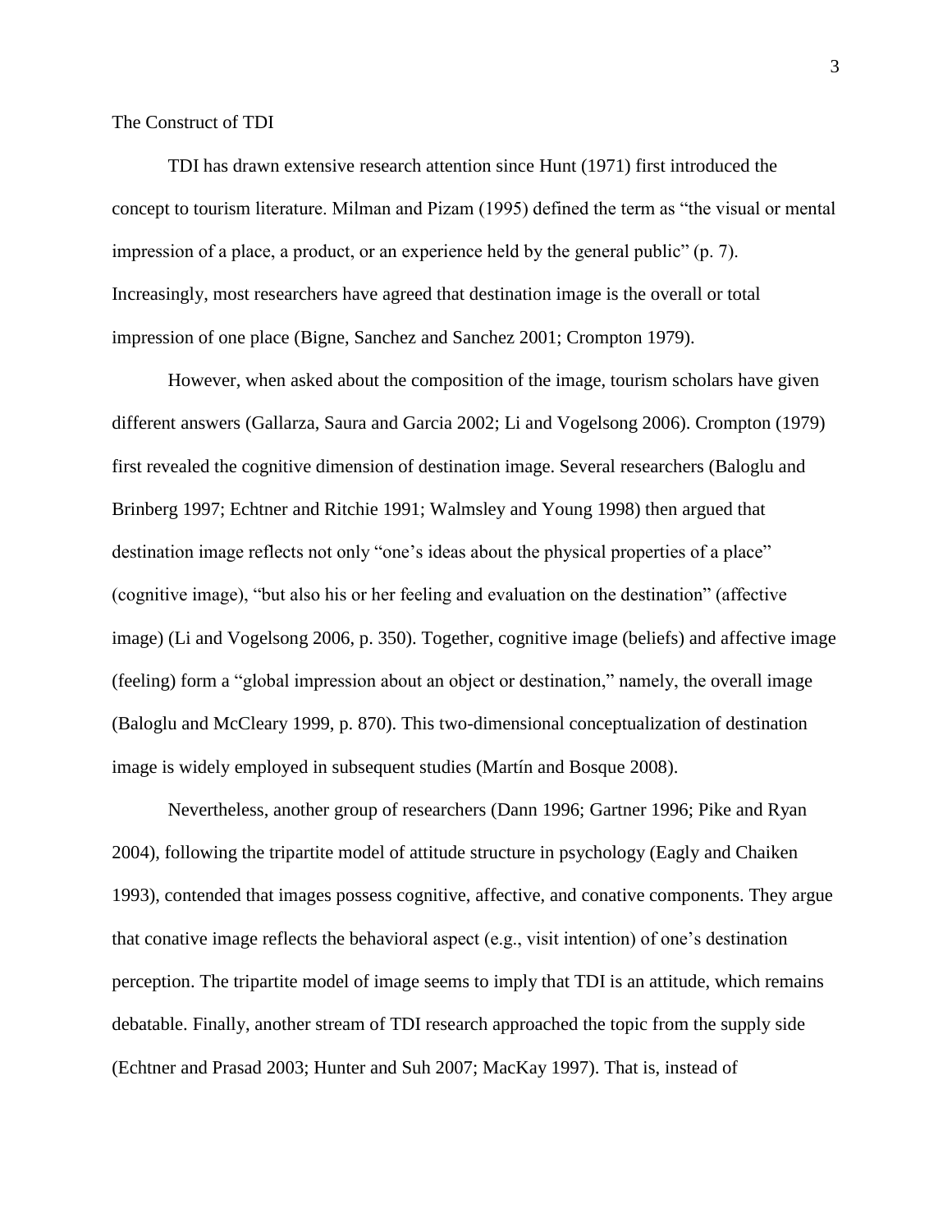## The Construct of TDI

TDI has drawn extensive research attention since Hunt (1971) first introduced the concept to tourism literature. Milman and Pizam (1995) defined the term as "the visual or mental impression of a place, a product, or an experience held by the general public" (p. 7). Increasingly, most researchers have agreed that destination image is the overall or total impression of one place (Bigne, Sanchez and Sanchez 2001; Crompton 1979).

However, when asked about the composition of the image, tourism scholars have given different answers (Gallarza, Saura and Garcia 2002; Li and Vogelsong 2006). Crompton (1979) first revealed the cognitive dimension of destination image. Several researchers (Baloglu and Brinberg 1997; Echtner and Ritchie 1991; Walmsley and Young 1998) then argued that destination image reflects not only "one's ideas about the physical properties of a place" (cognitive image), "but also his or her feeling and evaluation on the destination" (affective image) (Li and Vogelsong 2006, p. 350). Together, cognitive image (beliefs) and affective image (feeling) form a "global impression about an object or destination," namely, the overall image (Baloglu and McCleary 1999, p. 870). This two-dimensional conceptualization of destination image is widely employed in subsequent studies (Martín and Bosque 2008).

Nevertheless, another group of researchers (Dann 1996; Gartner 1996; Pike and Ryan 2004), following the tripartite model of attitude structure in psychology (Eagly and Chaiken 1993), contended that images possess cognitive, affective, and conative components. They argue that conative image reflects the behavioral aspect (e.g., visit intention) of one's destination perception. The tripartite model of image seems to imply that TDI is an attitude, which remains debatable. Finally, another stream of TDI research approached the topic from the supply side (Echtner and Prasad 2003; Hunter and Suh 2007; MacKay 1997). That is, instead of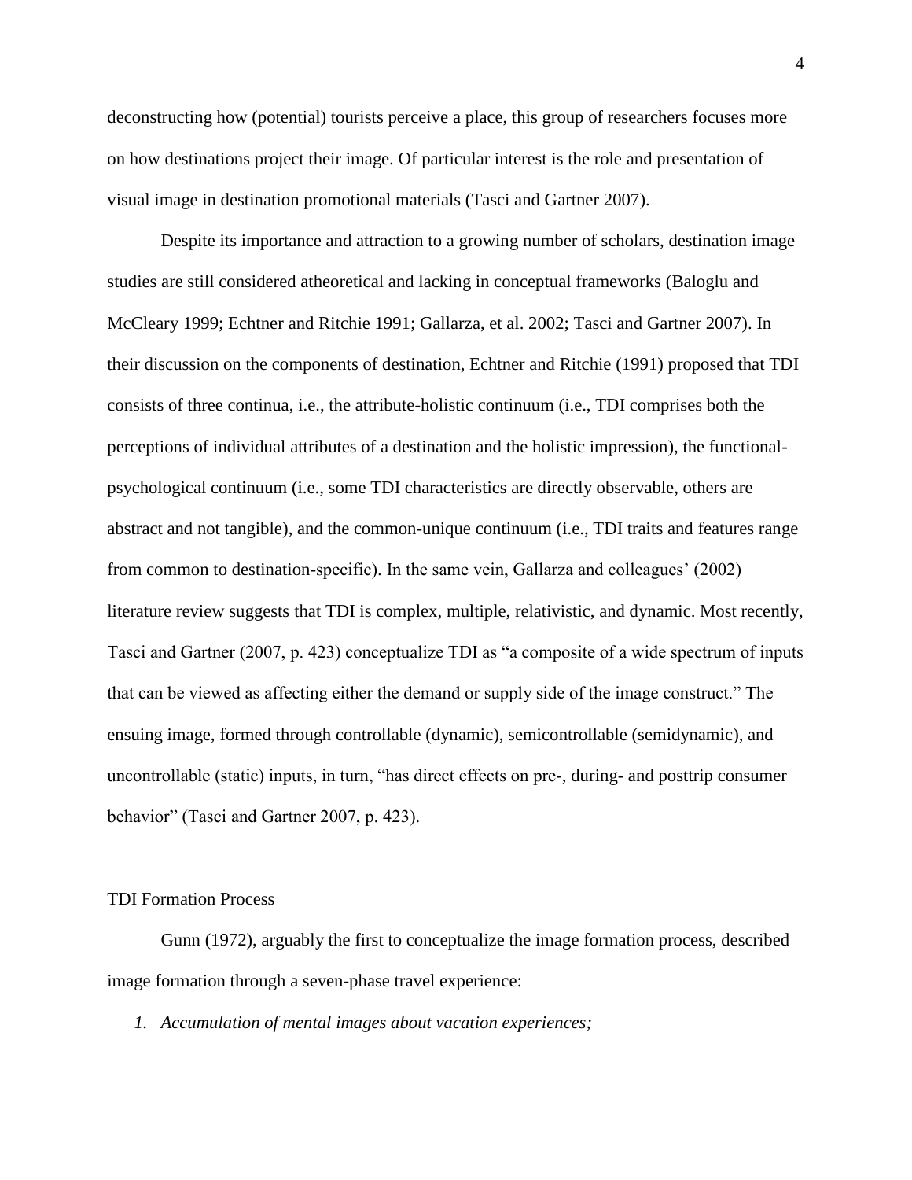deconstructing how (potential) tourists perceive a place, this group of researchers focuses more on how destinations project their image. Of particular interest is the role and presentation of visual image in destination promotional materials (Tasci and Gartner 2007).

Despite its importance and attraction to a growing number of scholars, destination image studies are still considered atheoretical and lacking in conceptual frameworks (Baloglu and McCleary 1999; Echtner and Ritchie 1991; Gallarza, et al. 2002; Tasci and Gartner 2007). In their discussion on the components of destination, Echtner and Ritchie (1991) proposed that TDI consists of three continua, i.e., the attribute-holistic continuum (i.e., TDI comprises both the perceptions of individual attributes of a destination and the holistic impression), the functional-psychological continuum (i.e., some TDI characteristics are directly observable, others are abstract and not tangible), and the common-unique continuum (i.e., TDI traits and features range from common to destination-specific). In the same vein, Gallarza and colleagues' (2002) literature review suggests that TDI is complex, multiple, relativistic, and dynamic. Most recently, Tasci and Gartner (2007, p. 423) conceptualize TDI as "a composite of a wide spectrum of inputs that can be viewed as affecting either the demand or supply side of the image construct." The ensuing image, formed through controllable (dynamic), semicontrollable (semidynamic), and uncontrollable (static) inputs, in turn, "has direct effects on pre-, during- and posttrip consumer behavior" (Tasci and Gartner 2007, p. 423).

## TDI Formation Process

Gunn (1972), arguably the first to conceptualize the image formation process, described image formation through a seven-phase travel experience:

1. *Accumulation of mental images about vacation experiences;*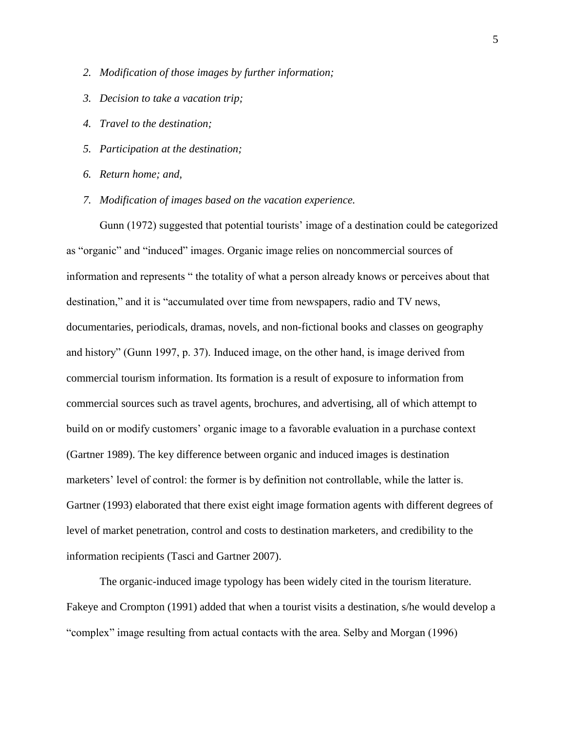2. *Modification of those images by further information;*
3. *Decision to take a vacation trip;*
4. *Travel to the destination;*
5. *Participation at the destination;*
6. *Return home; and,*
7. *Modification of images based on the vacation experience.*

Gunn (1972) suggested that potential tourists' image of a destination could be categorized as "organic" and "induced" images. Organic image relies on noncommercial sources of information and represents " the totality of what a person already knows or perceives about that destination," and it is "accumulated over time from newspapers, radio and TV news, documentaries, periodicals, dramas, novels, and non-fictional books and classes on geography and history" (Gunn 1997, p. 37). Induced image, on the other hand, is image derived from commercial tourism information. Its formation is a result of exposure to information from commercial sources such as travel agents, brochures, and advertising, all of which attempt to build on or modify customers' organic image to a favorable evaluation in a purchase context (Gartner 1989). The key difference between organic and induced images is destination marketers' level of control: the former is by definition not controllable, while the latter is. Gartner (1993) elaborated that there exist eight image formation agents with different degrees of level of market penetration, control and costs to destination marketers, and credibility to the information recipients (Tasci and Gartner 2007).

The organic-induced image typology has been widely cited in the tourism literature. Fakeye and Crompton (1991) added that when a tourist visits a destination, s/he would develop a "complex" image resulting from actual contacts with the area. Selby and Morgan (1996)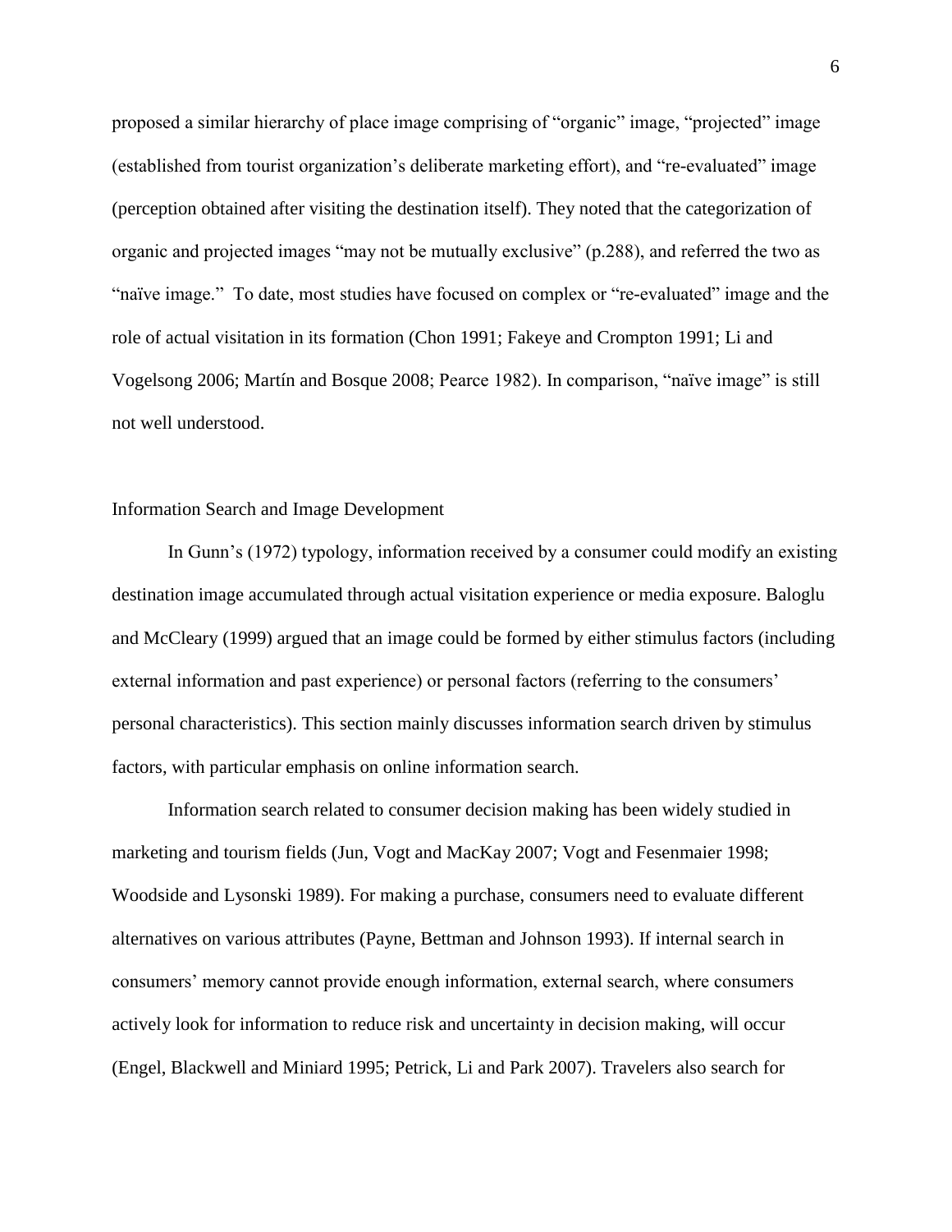proposed a similar hierarchy of place image comprising of "organic" image, "projected" image (established from tourist organization's deliberate marketing effort), and "re-evaluated" image (perception obtained after visiting the destination itself). They noted that the categorization of organic and projected images "may not be mutually exclusive" (p.288), and referred the two as "naïve image." To date, most studies have focused on complex or "re-evaluated" image and the role of actual visitation in its formation (Chon 1991; Fakeye and Crompton 1991; Li and Vogelsong 2006; Martín and Bosque 2008; Pearce 1982). In comparison, "naïve image" is still not well understood.

## Information Search and Image Development

In Gunn's (1972) typology, information received by a consumer could modify an existing destination image accumulated through actual visitation experience or media exposure. Baloglu and McCleary (1999) argued that an image could be formed by either stimulus factors (including external information and past experience) or personal factors (referring to the consumers' personal characteristics). This section mainly discusses information search driven by stimulus factors, with particular emphasis on online information search.

Information search related to consumer decision making has been widely studied in marketing and tourism fields (Jun, Vogt and MacKay 2007; Vogt and Fesenmaier 1998; Woodside and Lysonski 1989). For making a purchase, consumers need to evaluate different alternatives on various attributes (Payne, Bettman and Johnson 1993). If internal search in consumers' memory cannot provide enough information, external search, where consumers actively look for information to reduce risk and uncertainty in decision making, will occur (Engel, Blackwell and Miniard 1995; Petrick, Li and Park 2007). Travelers also search for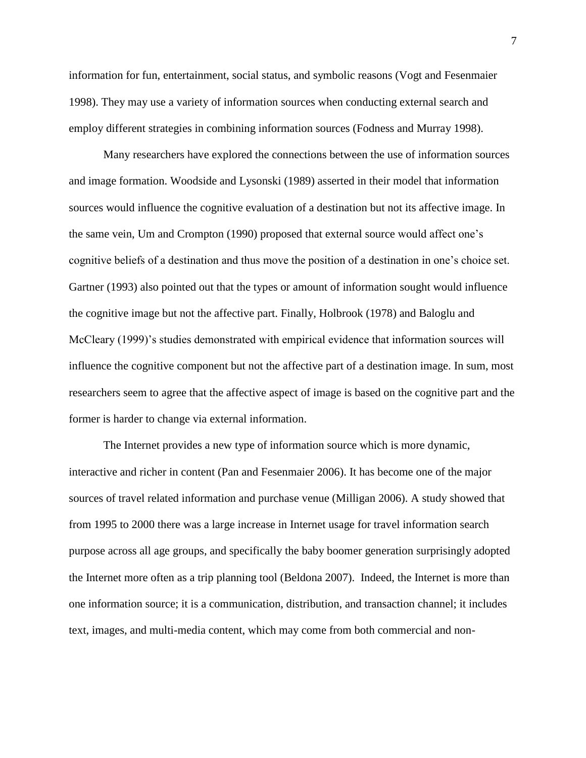information for fun, entertainment, social status, and symbolic reasons (Vogt and Fesenmaier 1998). They may use a variety of information sources when conducting external search and employ different strategies in combining information sources (Fodness and Murray 1998).

Many researchers have explored the connections between the use of information sources and image formation. Woodside and Lysonski (1989) asserted in their model that information sources would influence the cognitive evaluation of a destination but not its affective image. In the same vein, Um and Crompton (1990) proposed that external source would affect one's cognitive beliefs of a destination and thus move the position of a destination in one's choice set. Gartner (1993) also pointed out that the types or amount of information sought would influence the cognitive image but not the affective part. Finally, Holbrook (1978) and Baloglu and McCleary (1999)'s studies demonstrated with empirical evidence that information sources will influence the cognitive component but not the affective part of a destination image. In sum, most researchers seem to agree that the affective aspect of image is based on the cognitive part and the former is harder to change via external information.

The Internet provides a new type of information source which is more dynamic, interactive and richer in content (Pan and Fesenmaier 2006). It has become one of the major sources of travel related information and purchase venue (Milligan 2006). A study showed that from 1995 to 2000 there was a large increase in Internet usage for travel information search purpose across all age groups, and specifically the baby boomer generation surprisingly adopted the Internet more often as a trip planning tool (Beldona 2007). Indeed, the Internet is more than one information source; it is a communication, distribution, and transaction channel; it includes text, images, and multi-media content, which may come from both commercial and non-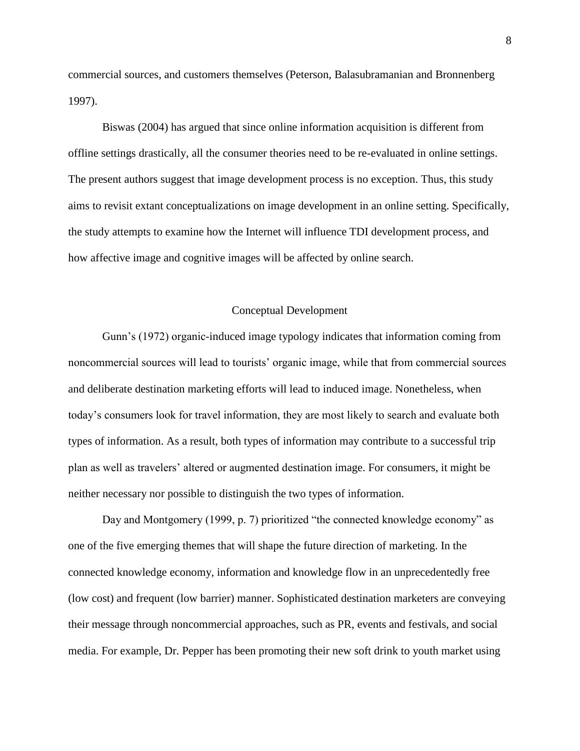commercial sources, and customers themselves (Peterson, Balasubramanian and Bronnenberg 1997).

Biswas (2004) has argued that since online information acquisition is different from offline settings drastically, all the consumer theories need to be re-evaluated in online settings. The present authors suggest that image development process is no exception. Thus, this study aims to revisit extant conceptualizations on image development in an online setting. Specifically, the study attempts to examine how the Internet will influence TDI development process, and how affective image and cognitive images will be affected by online search.

## Conceptual Development

Gunn's (1972) organic-induced image typology indicates that information coming from noncommercial sources will lead to tourists' organic image, while that from commercial sources and deliberate destination marketing efforts will lead to induced image. Nonetheless, when today's consumers look for travel information, they are most likely to search and evaluate both types of information. As a result, both types of information may contribute to a successful trip plan as well as travelers' altered or augmented destination image. For consumers, it might be neither necessary nor possible to distinguish the two types of information.

Day and Montgomery (1999, p. 7) prioritized "the connected knowledge economy" as one of the five emerging themes that will shape the future direction of marketing. In the connected knowledge economy, information and knowledge flow in an unprecedentedly free (low cost) and frequent (low barrier) manner. Sophisticated destination marketers are conveying their message through noncommercial approaches, such as PR, events and festivals, and social media. For example, Dr. Pepper has been promoting their new soft drink to youth market using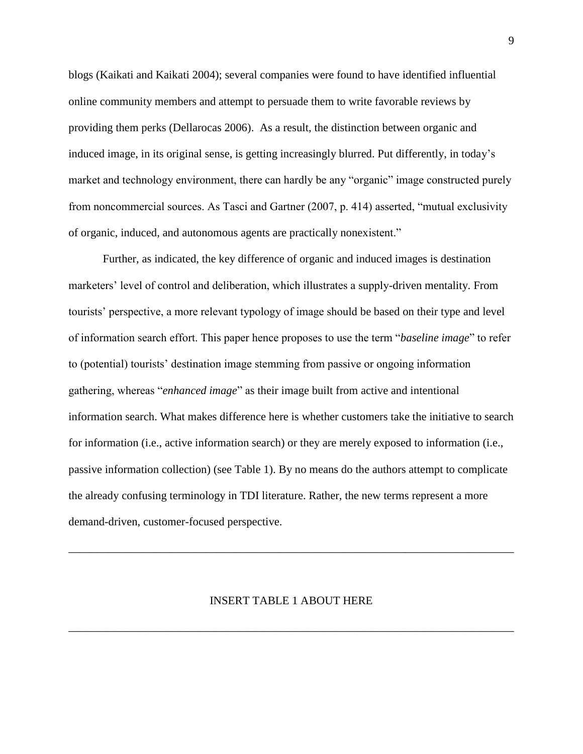blogs (Kaikati and Kaikati 2004); several companies were found to have identified influential online community members and attempt to persuade them to write favorable reviews by providing them perks (Dellarocas 2006). As a result, the distinction between organic and induced image, in its original sense, is getting increasingly blurred. Put differently, in today's market and technology environment, there can hardly be any "organic" image constructed purely from noncommercial sources. As Tasci and Gartner (2007, p. 414) asserted, "mutual exclusivity of organic, induced, and autonomous agents are practically nonexistent."

Further, as indicated, the key difference of organic and induced images is destination marketers' level of control and deliberation, which illustrates a supply-driven mentality. From tourists' perspective, a more relevant typology of image should be based on their type and level of information search effort. This paper hence proposes to use the term "*baseline image*" to refer to (potential) tourists' destination image stemming from passive or ongoing information gathering, whereas "*enhanced image*" as their image built from active and intentional information search. What makes difference here is whether customers take the initiative to search for information (i.e., active information search) or they are merely exposed to information (i.e., passive information collection) (see Table 1). By no means do the authors attempt to complicate the already confusing terminology in TDI literature. Rather, the new terms represent a more demand-driven, customer-focused perspective.

---

INSERT TABLE 1 ABOUT HERE

---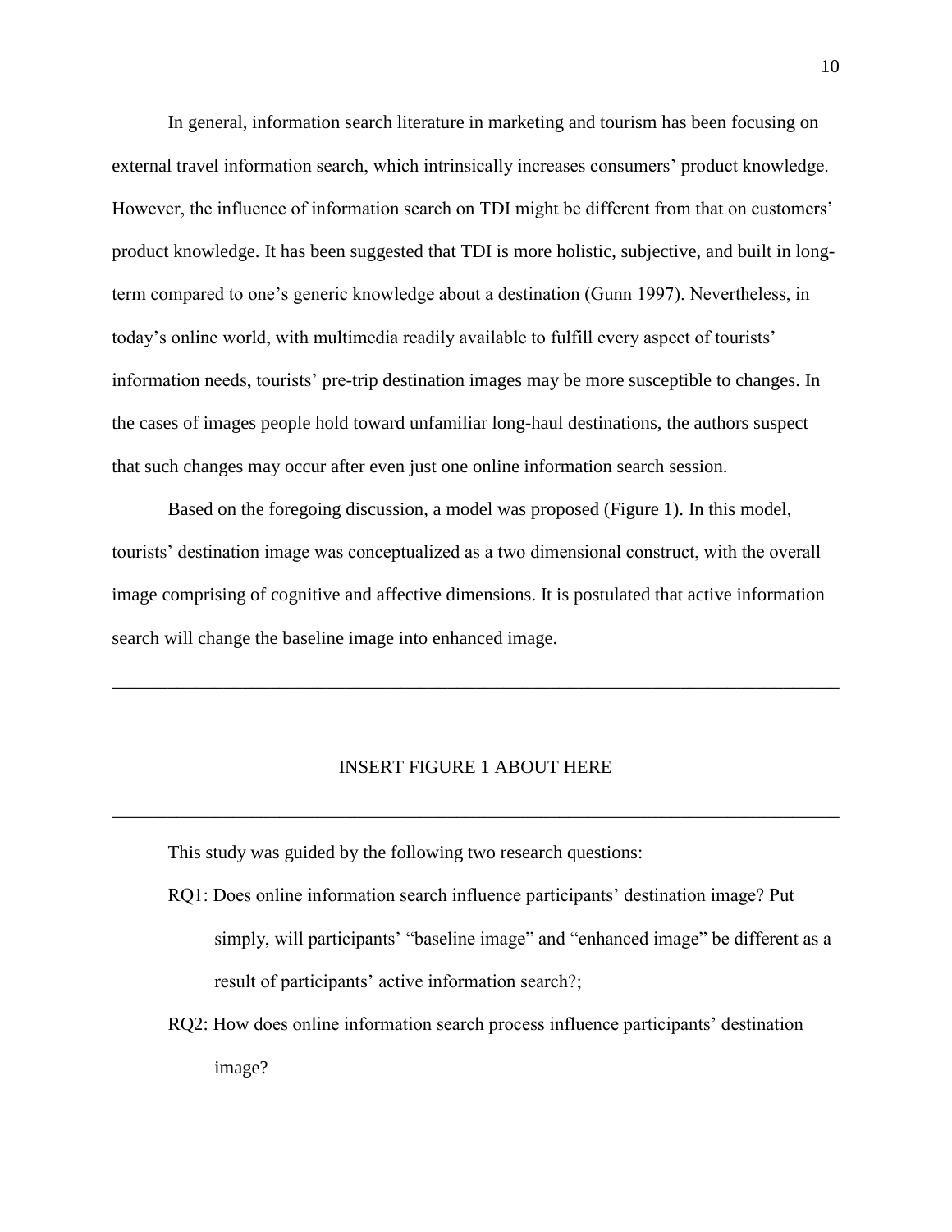In general, information search literature in marketing and tourism has been focusing on external travel information search, which intrinsically increases consumers' product knowledge. However, the influence of information search on TDI might be different from that on customers' product knowledge. It has been suggested that TDI is more holistic, subjective, and built in long-term compared to one's generic knowledge about a destination (Gunn 1997). Nevertheless, in today's online world, with multimedia readily available to fulfill every aspect of tourists' information needs, tourists' pre-trip destination images may be more susceptible to changes. In the cases of images people hold toward unfamiliar long-haul destinations, the authors suspect that such changes may occur after even just one online information search session.

Based on the foregoing discussion, a model was proposed (Figure 1). In this model, tourists' destination image was conceptualized as a two dimensional construct, with the overall image comprising of cognitive and affective dimensions. It is postulated that active information search will change the baseline image into enhanced image.

---

INSERT FIGURE 1 ABOUT HERE

---

This study was guided by the following two research questions:

RQ1: Does online information search influence participants' destination image? Put simply, will participants' "baseline image" and "enhanced image" be different as a result of participants' active information search?;

RQ2: How does online information search process influence participants' destination image?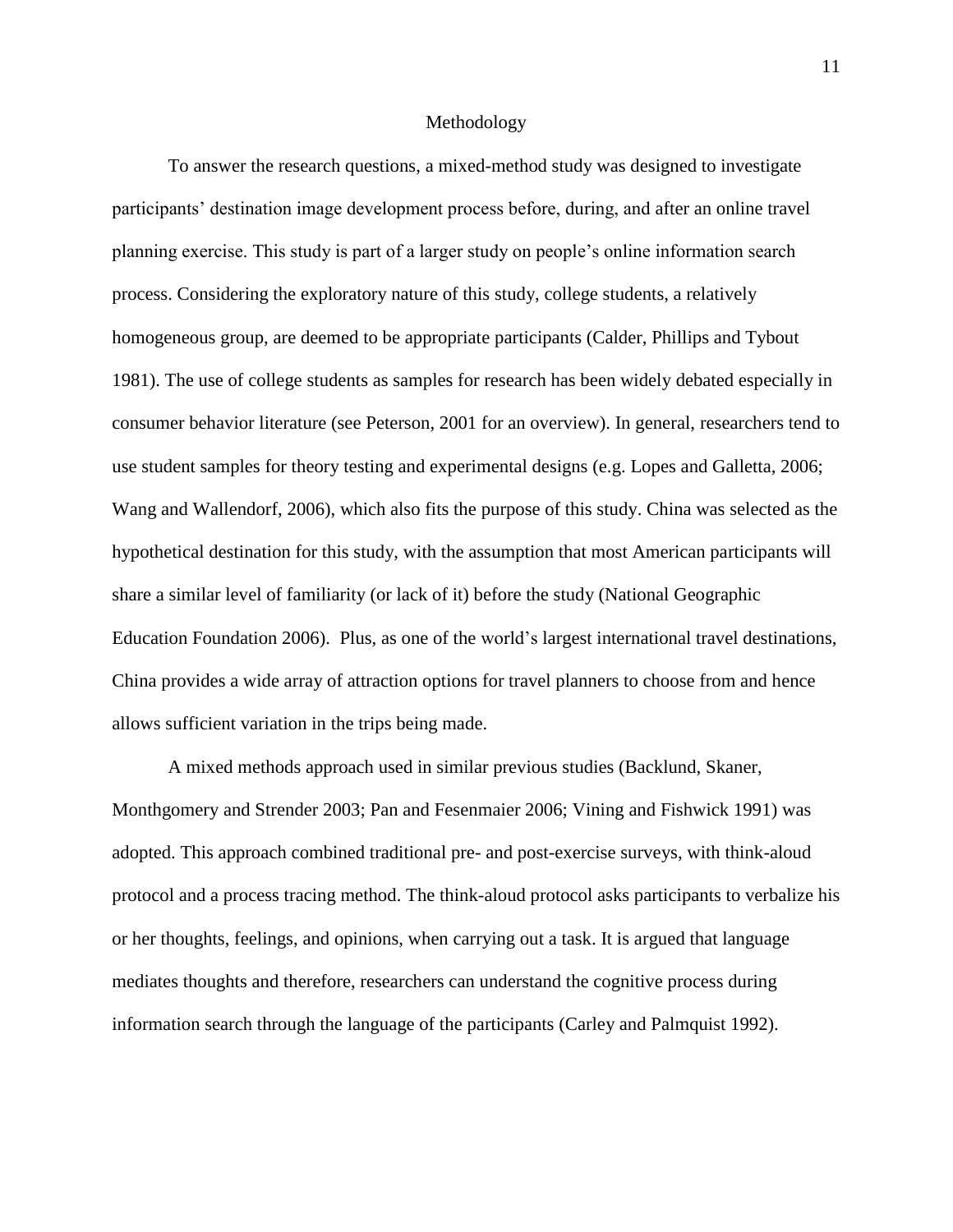## Methodology

To answer the research questions, a mixed-method study was designed to investigate participants' destination image development process before, during, and after an online travel planning exercise. This study is part of a larger study on people's online information search process. Considering the exploratory nature of this study, college students, a relatively homogeneous group, are deemed to be appropriate participants (Calder, Phillips and Tybout 1981). The use of college students as samples for research has been widely debated especially in consumer behavior literature (see Peterson, 2001 for an overview). In general, researchers tend to use student samples for theory testing and experimental designs (e.g. Lopes and Galletta, 2006; Wang and Wallendorf, 2006), which also fits the purpose of this study. China was selected as the hypothetical destination for this study, with the assumption that most American participants will share a similar level of familiarity (or lack of it) before the study (National Geographic Education Foundation 2006). Plus, as one of the world's largest international travel destinations, China provides a wide array of attraction options for travel planners to choose from and hence allows sufficient variation in the trips being made.

A mixed methods approach used in similar previous studies (Backlund, Skaner, Monthgomery and Strender 2003; Pan and Fesenmaier 2006; Vining and Fishwick 1991) was adopted. This approach combined traditional pre- and post-exercise surveys, with think-aloud protocol and a process tracing method. The think-aloud protocol asks participants to verbalize his or her thoughts, feelings, and opinions, when carrying out a task. It is argued that language mediates thoughts and therefore, researchers can understand the cognitive process during information search through the language of the participants (Carley and Palmquist 1992).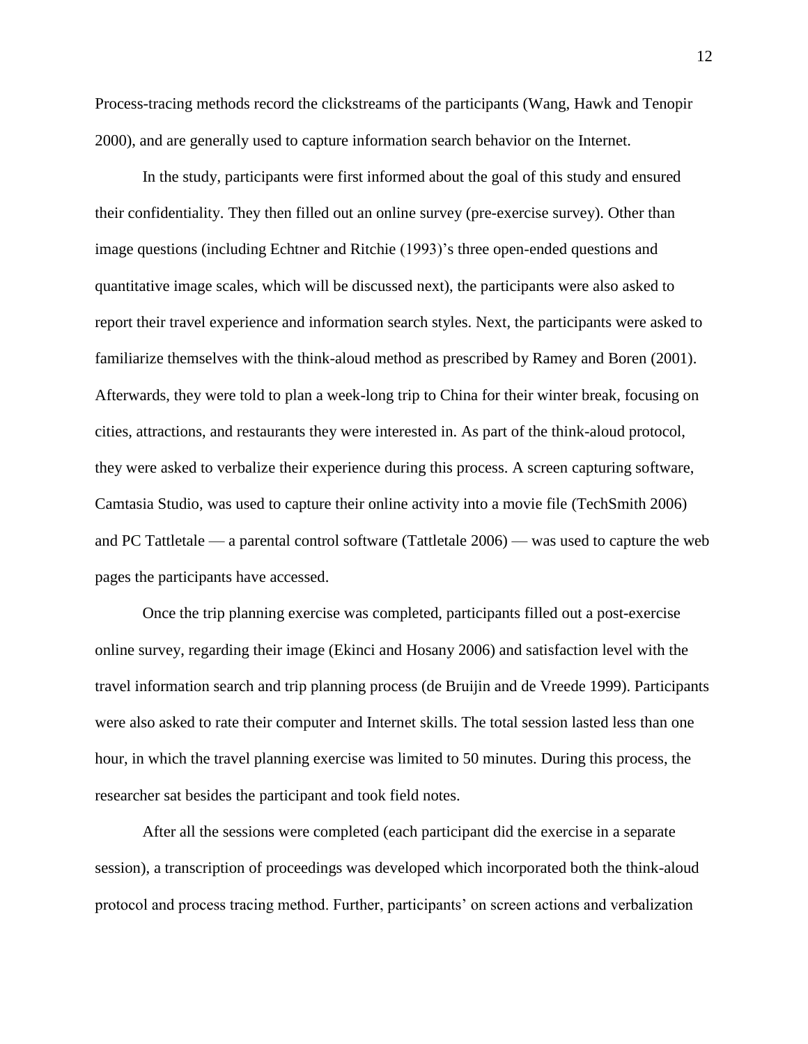Process-tracing methods record the clickstreams of the participants (Wang, Hawk and Tenopir 2000), and are generally used to capture information search behavior on the Internet.

In the study, participants were first informed about the goal of this study and ensured their confidentiality. They then filled out an online survey (pre-exercise survey). Other than image questions (including Echtner and Ritchie (1993)'s three open-ended questions and quantitative image scales, which will be discussed next), the participants were also asked to report their travel experience and information search styles. Next, the participants were asked to familiarize themselves with the think-aloud method as prescribed by Ramey and Boren (2001). Afterwards, they were told to plan a week-long trip to China for their winter break, focusing on cities, attractions, and restaurants they were interested in. As part of the think-aloud protocol, they were asked to verbalize their experience during this process. A screen capturing software, Camtasia Studio, was used to capture their online activity into a movie file (TechSmith 2006) and PC Tattletale — a parental control software (Tattletale 2006) — was used to capture the web pages the participants have accessed.

Once the trip planning exercise was completed, participants filled out a post-exercise online survey, regarding their image (Ekinci and Hosany 2006) and satisfaction level with the travel information search and trip planning process (de Bruijin and de Vreede 1999). Participants were also asked to rate their computer and Internet skills. The total session lasted less than one hour, in which the travel planning exercise was limited to 50 minutes. During this process, the researcher sat besides the participant and took field notes.

After all the sessions were completed (each participant did the exercise in a separate session), a transcription of proceedings was developed which incorporated both the think-aloud protocol and process tracing method. Further, participants' on screen actions and verbalization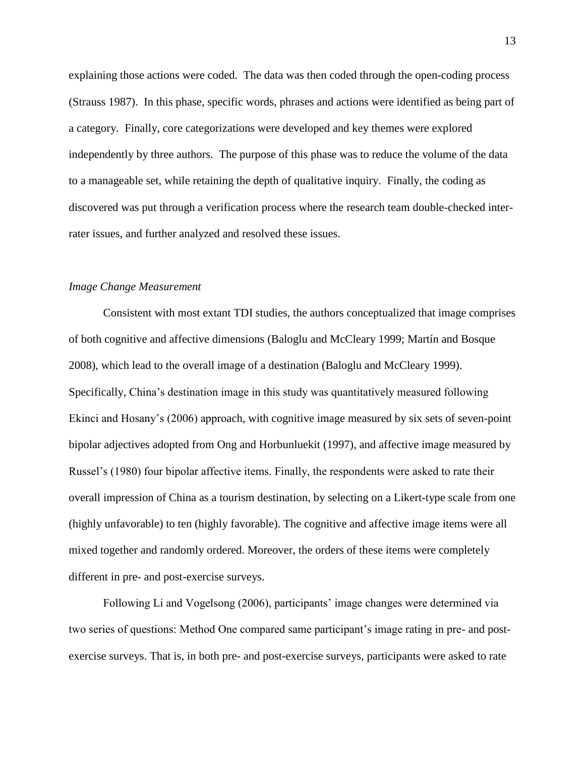explaining those actions were coded. The data was then coded through the open-coding process (Strauss 1987). In this phase, specific words, phrases and actions were identified as being part of a category. Finally, core categorizations were developed and key themes were explored independently by three authors. The purpose of this phase was to reduce the volume of the data to a manageable set, while retaining the depth of qualitative inquiry. Finally, the coding as discovered was put through a verification process where the research team double-checked inter-rater issues, and further analyzed and resolved these issues.

### *Image Change Measurement*

Consistent with most extant TDI studies, the authors conceptualized that image comprises of both cognitive and affective dimensions (Baloglu and McCleary 1999; Martín and Bosque 2008), which lead to the overall image of a destination (Baloglu and McCleary 1999). Specifically, China's destination image in this study was quantitatively measured following Ekinci and Hosany's (2006) approach, with cognitive image measured by six sets of seven-point bipolar adjectives adopted from Ong and Horbunluekit (1997), and affective image measured by Russel's (1980) four bipolar affective items. Finally, the respondents were asked to rate their overall impression of China as a tourism destination, by selecting on a Likert-type scale from one (highly unfavorable) to ten (highly favorable). The cognitive and affective image items were all mixed together and randomly ordered. Moreover, the orders of these items were completely different in pre- and post-exercise surveys.

Following Li and Vogelsong (2006), participants' image changes were determined via two series of questions: Method One compared same participant's image rating in pre- and post-exercise surveys. That is, in both pre- and post-exercise surveys, participants were asked to rate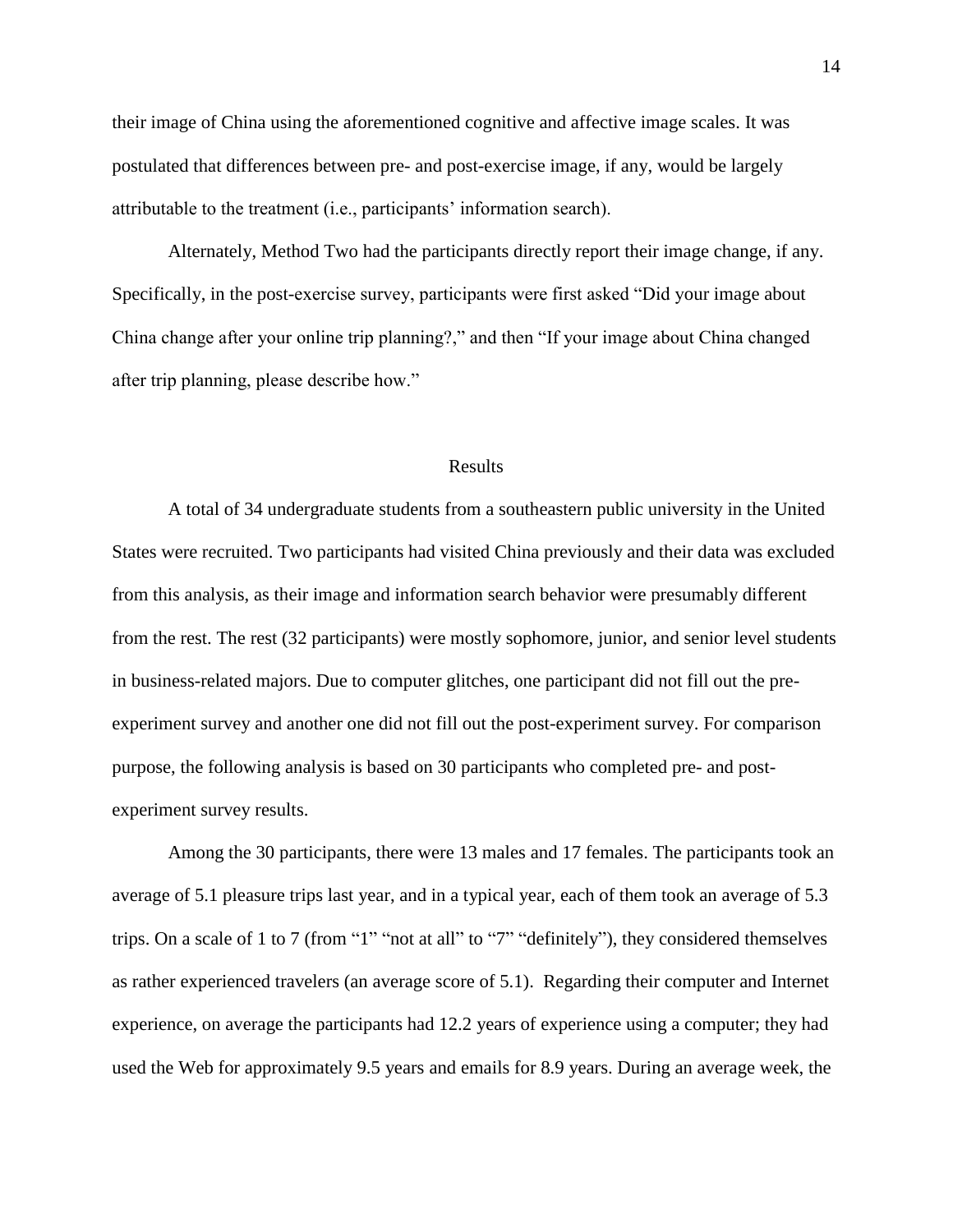their image of China using the aforementioned cognitive and affective image scales. It was postulated that differences between pre- and post-exercise image, if any, would be largely attributable to the treatment (i.e., participants' information search).

Alternately, Method Two had the participants directly report their image change, if any. Specifically, in the post-exercise survey, participants were first asked "Did your image about China change after your online trip planning?," and then "If your image about China changed after trip planning, please describe how."

## Results

A total of 34 undergraduate students from a southeastern public university in the United States were recruited. Two participants had visited China previously and their data was excluded from this analysis, as their image and information search behavior were presumably different from the rest. The rest (32 participants) were mostly sophomore, junior, and senior level students in business-related majors. Due to computer glitches, one participant did not fill out the pre-experiment survey and another one did not fill out the post-experiment survey. For comparison purpose, the following analysis is based on 30 participants who completed pre- and post-experiment survey results.

Among the 30 participants, there were 13 males and 17 females. The participants took an average of 5.1 pleasure trips last year, and in a typical year, each of them took an average of 5.3 trips. On a scale of 1 to 7 (from "1" "not at all" to "7" "definitely"), they considered themselves as rather experienced travelers (an average score of 5.1). Regarding their computer and Internet experience, on average the participants had 12.2 years of experience using a computer; they had used the Web for approximately 9.5 years and emails for 8.9 years. During an average week, the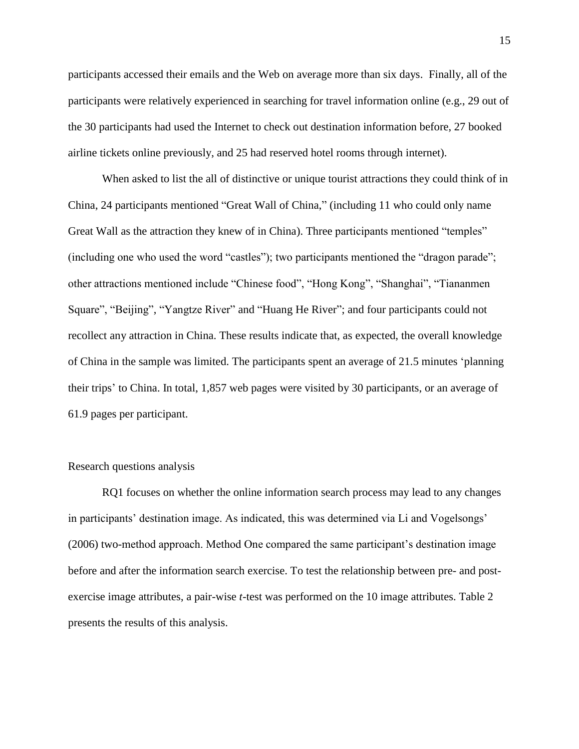participants accessed their emails and the Web on average more than six days. Finally, all of the participants were relatively experienced in searching for travel information online (e.g., 29 out of the 30 participants had used the Internet to check out destination information before, 27 booked airline tickets online previously, and 25 had reserved hotel rooms through internet).

When asked to list the all of distinctive or unique tourist attractions they could think of in China, 24 participants mentioned "Great Wall of China," (including 11 who could only name Great Wall as the attraction they knew of in China). Three participants mentioned "temples" (including one who used the word "castles"); two participants mentioned the "dragon parade"; other attractions mentioned include "Chinese food", "Hong Kong", "Shanghai", "Tiananmen Square", "Beijing", "Yangtze River" and "Huang He River"; and four participants could not recollect any attraction in China. These results indicate that, as expected, the overall knowledge of China in the sample was limited. The participants spent an average of 21.5 minutes 'planning their trips' to China. In total, 1,857 web pages were visited by 30 participants, or an average of 61.9 pages per participant.

## Research questions analysis

RQ1 focuses on whether the online information search process may lead to any changes in participants' destination image. As indicated, this was determined via Li and Vogelsongs' (2006) two-method approach. Method One compared the same participant's destination image before and after the information search exercise. To test the relationship between pre- and post-exercise image attributes, a pair-wise *t*-test was performed on the 10 image attributes. Table 2 presents the results of this analysis.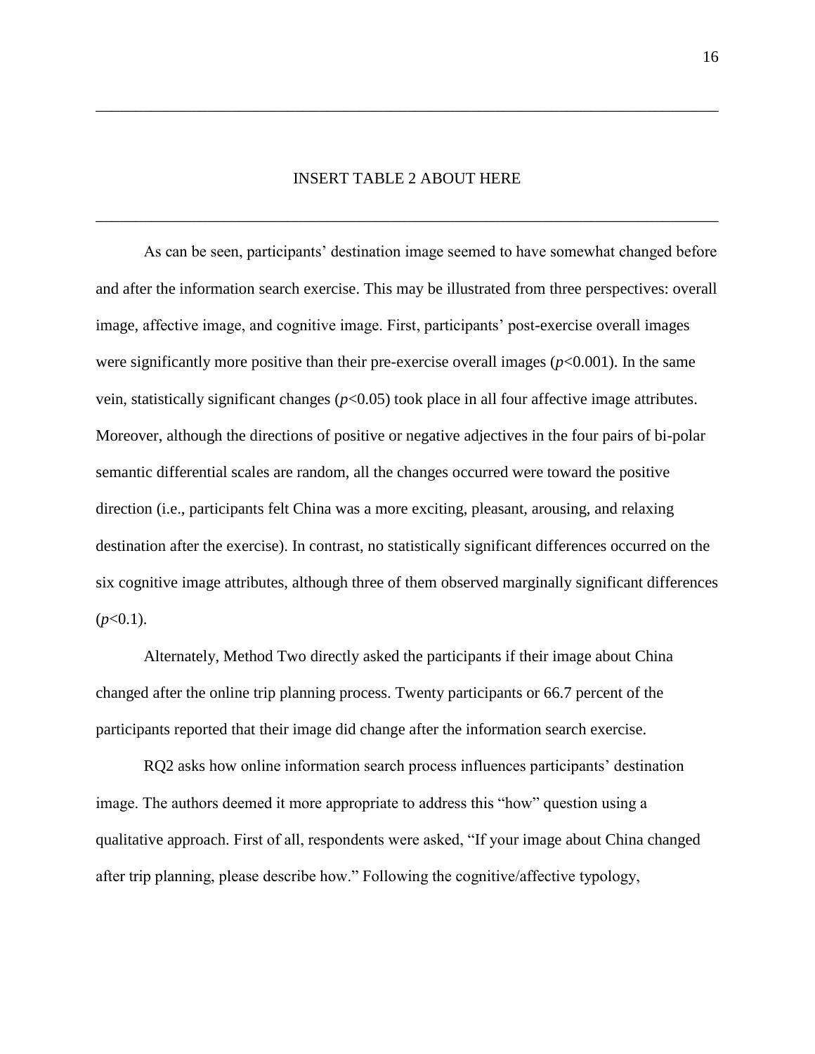---

INSERT TABLE 2 ABOUT HERE

---

As can be seen, participants' destination image seemed to have somewhat changed before and after the information search exercise. This may be illustrated from three perspectives: overall image, affective image, and cognitive image. First, participants' post-exercise overall images were significantly more positive than their pre-exercise overall images ($p<0.001$). In the same vein, statistically significant changes ($p<0.05$) took place in all four affective image attributes. Moreover, although the directions of positive or negative adjectives in the four pairs of bi-polar semantic differential scales are random, all the changes occurred were toward the positive direction (i.e., participants felt China was a more exciting, pleasant, arousing, and relaxing destination after the exercise). In contrast, no statistically significant differences occurred on the six cognitive image attributes, although three of them observed marginally significant differences ($p<0.1$).

Alternately, Method Two directly asked the participants if their image about China changed after the online trip planning process. Twenty participants or 66.7 percent of the participants reported that their image did change after the information search exercise.

RQ2 asks how online information search process influences participants' destination image. The authors deemed it more appropriate to address this "how" question using a qualitative approach. First of all, respondents were asked, "If your image about China changed after trip planning, please describe how." Following the cognitive/affective typology,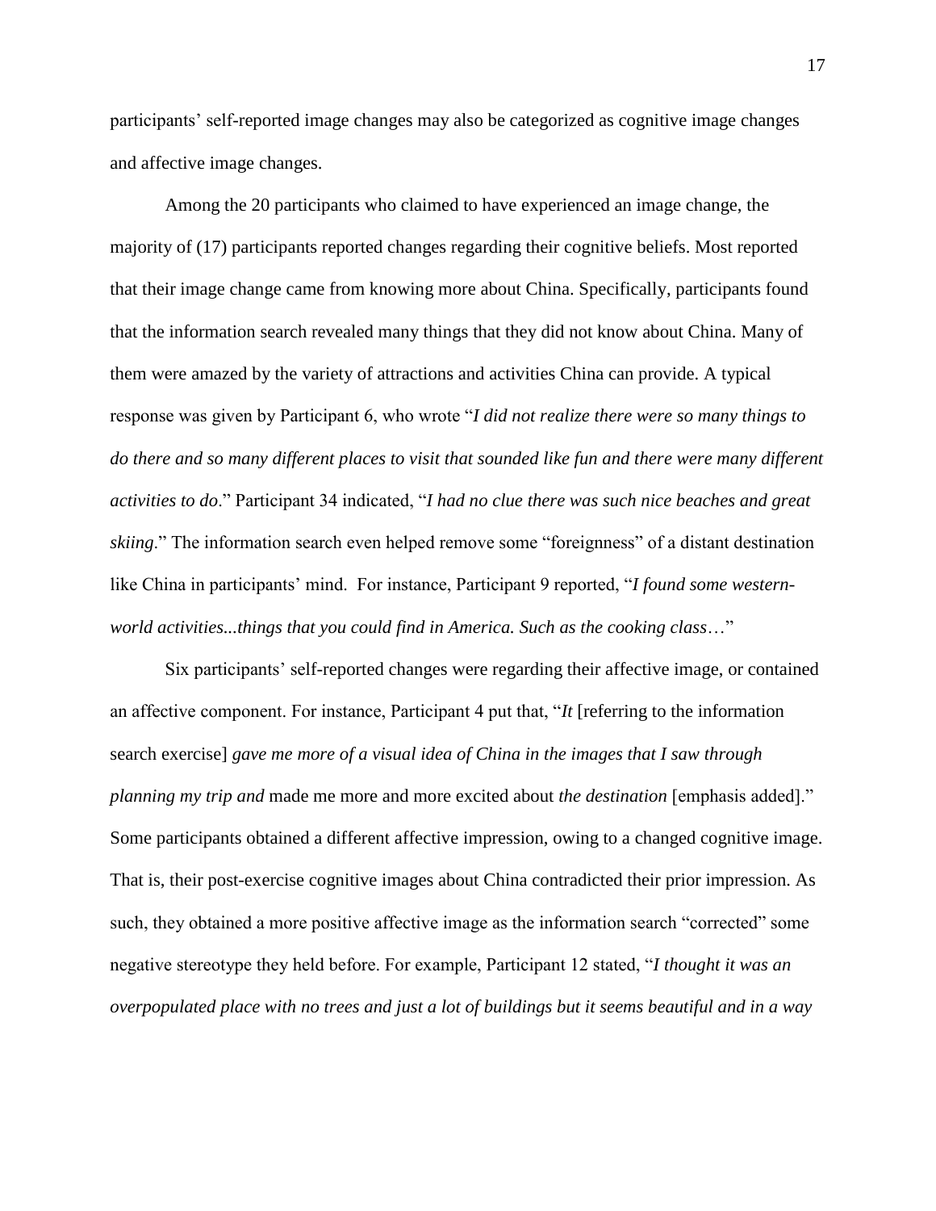participants' self-reported image changes may also be categorized as cognitive image changes and affective image changes.

Among the 20 participants who claimed to have experienced an image change, the majority of (17) participants reported changes regarding their cognitive beliefs. Most reported that their image change came from knowing more about China. Specifically, participants found that the information search revealed many things that they did not know about China. Many of them were amazed by the variety of attractions and activities China can provide. A typical response was given by Participant 6, who wrote "*I did not realize there were so many things to do there and so many different places to visit that sounded like fun and there were many different activities to do*." Participant 34 indicated, "*I had no clue there was such nice beaches and great skiing*." The information search even helped remove some "foreignness" of a distant destination like China in participants' mind. For instance, Participant 9 reported, "*I found some western-world activities...things that you could find in America. Such as the cooking class*…"

Six participants' self-reported changes were regarding their affective image, or contained an affective component. For instance, Participant 4 put that, "*It* [referring to the information search exercise] *gave me more of a visual idea of China in the images that I saw through planning my trip and* made me more and more excited about *the destination* [emphasis added]." Some participants obtained a different affective impression, owing to a changed cognitive image. That is, their post-exercise cognitive images about China contradicted their prior impression. As such, they obtained a more positive affective image as the information search "corrected" some negative stereotype they held before. For example, Participant 12 stated, "*I thought it was an overpopulated place with no trees and just a lot of buildings but it seems beautiful and in a way*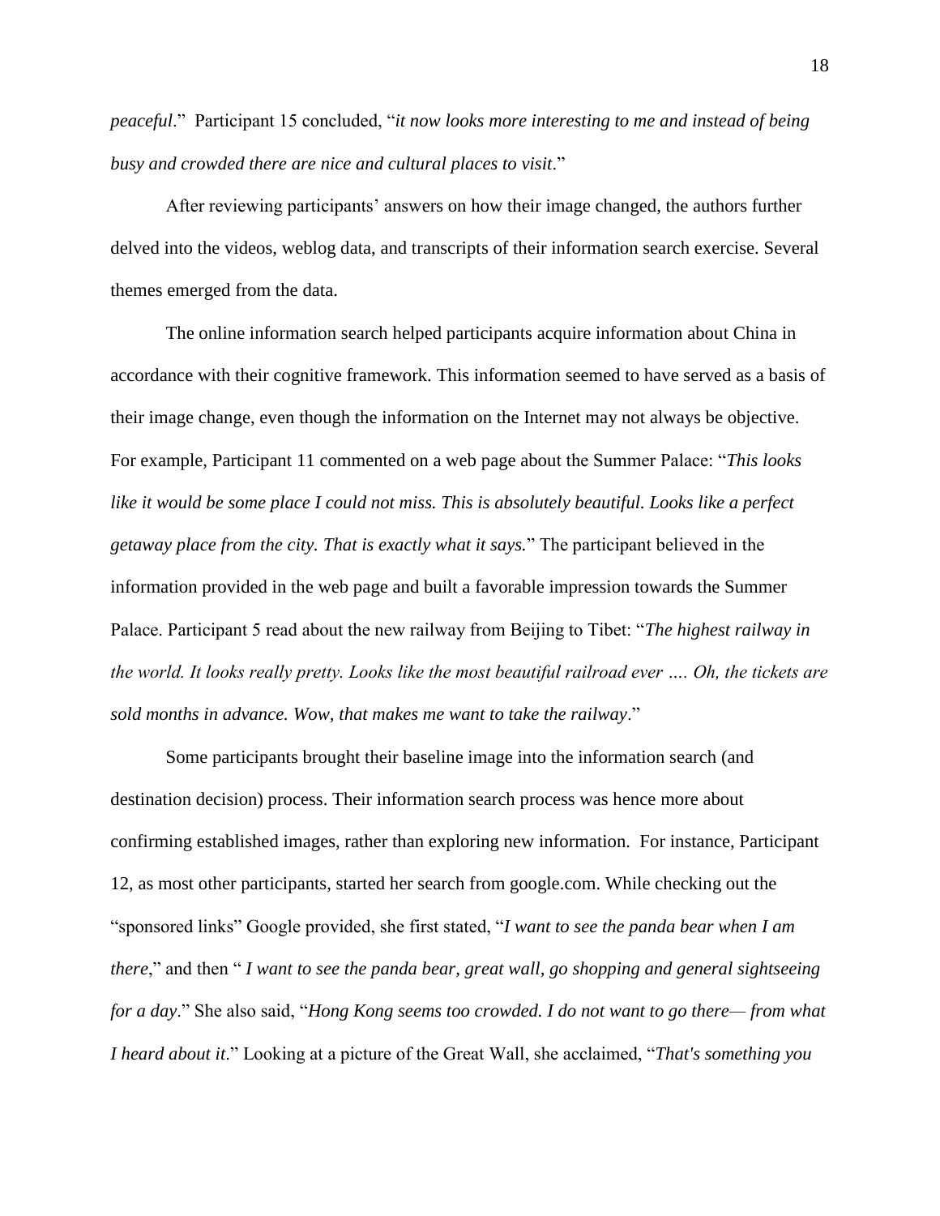*peaceful*." Participant 15 concluded, "*it now looks more interesting to me and instead of being busy and crowded there are nice and cultural places to visit*."

After reviewing participants' answers on how their image changed, the authors further delved into the videos, weblog data, and transcripts of their information search exercise. Several themes emerged from the data.

The online information search helped participants acquire information about China in accordance with their cognitive framework. This information seemed to have served as a basis of their image change, even though the information on the Internet may not always be objective. For example, Participant 11 commented on a web page about the Summer Palace: "*This looks like it would be some place I could not miss. This is absolutely beautiful. Looks like a perfect getaway place from the city. That is exactly what it says.*" The participant believed in the information provided in the web page and built a favorable impression towards the Summer Palace. Participant 5 read about the new railway from Beijing to Tibet: "*The highest railway in the world. It looks really pretty. Looks like the most beautiful railroad ever …. Oh, the tickets are sold months in advance. Wow, that makes me want to take the railway*."

Some participants brought their baseline image into the information search (and destination decision) process. Their information search process was hence more about confirming established images, rather than exploring new information. For instance, Participant 12, as most other participants, started her search from google.com. While checking out the "sponsored links" Google provided, she first stated, "*I want to see the panda bear when I am there*," and then " *I want to see the panda bear, great wall, go shopping and general sightseeing for a day*." She also said, "*Hong Kong seems too crowded. I do not want to go there— from what I heard about it.*" Looking at a picture of the Great Wall, she acclaimed, "*That's something you*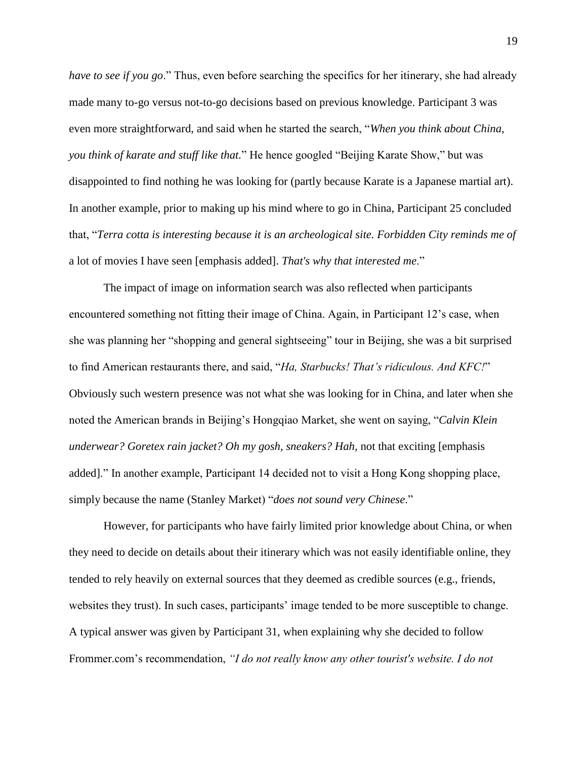*have to see if you go*." Thus, even before searching the specifics for her itinerary, she had already made many to-go versus not-to-go decisions based on previous knowledge. Participant 3 was even more straightforward, and said when he started the search, "*When you think about China, you think of karate and stuff like that.*" He hence googled "Beijing Karate Show," but was disappointed to find nothing he was looking for (partly because Karate is a Japanese martial art). In another example, prior to making up his mind where to go in China, Participant 25 concluded that, "*Terra cotta is interesting because it is an archeological site. Forbidden City reminds me of* a lot of movies I have seen [emphasis added]. *That's why that interested me*."

The impact of image on information search was also reflected when participants encountered something not fitting their image of China. Again, in Participant 12's case, when she was planning her "shopping and general sightseeing" tour in Beijing, she was a bit surprised to find American restaurants there, and said, "*Ha, Starbucks! That's ridiculous. And KFC!*" Obviously such western presence was not what she was looking for in China, and later when she noted the American brands in Beijing's Hongqiao Market, she went on saying, "*Calvin Klein underwear? Goretex rain jacket? Oh my gosh, sneakers? Hah,* not that exciting [emphasis added]." In another example, Participant 14 decided not to visit a Hong Kong shopping place, simply because the name (Stanley Market) "*does not sound very Chinese*."

However, for participants who have fairly limited prior knowledge about China, or when they need to decide on details about their itinerary which was not easily identifiable online, they tended to rely heavily on external sources that they deemed as credible sources (e.g., friends, websites they trust). In such cases, participants' image tended to be more susceptible to change. A typical answer was given by Participant 31, when explaining why she decided to follow Frommer.com's recommendation, *"I do not really know any other tourist's website. I do not*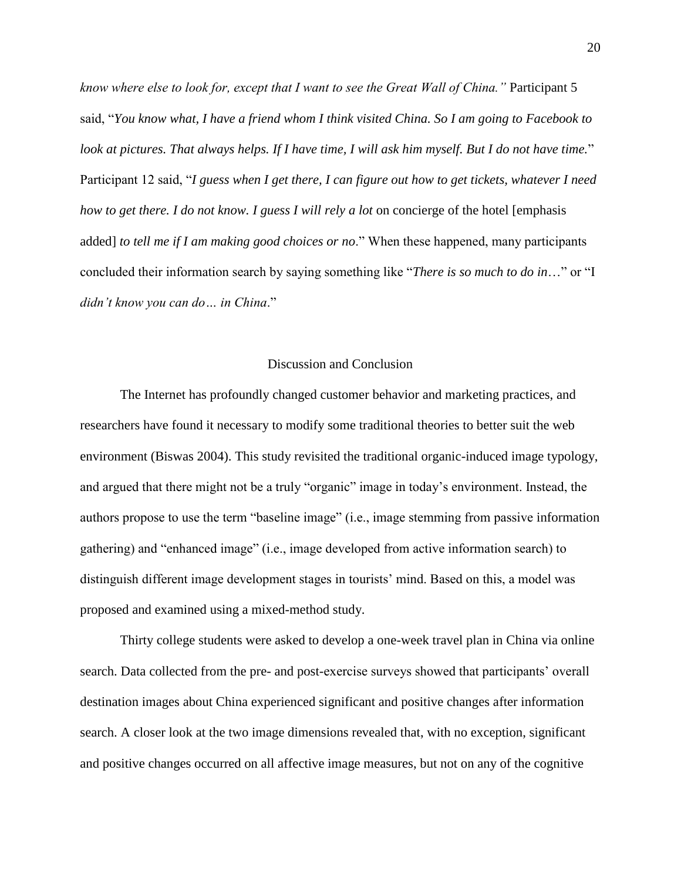*know where else to look for, except that I want to see the Great Wall of China."* Participant 5 said, "*You know what, I have a friend whom I think visited China. So I am going to Facebook to look at pictures. That always helps. If I have time, I will ask him myself. But I do not have time.*" Participant 12 said, "*I guess when I get there, I can figure out how to get tickets, whatever I need how to get there. I do not know. I guess I will rely a lot* on concierge of the hotel [emphasis added] *to tell me if I am making good choices or no*." When these happened, many participants concluded their information search by saying something like "*There is so much to do in*…" or "I *didn't know you can do… in China*."

## Discussion and Conclusion

The Internet has profoundly changed customer behavior and marketing practices, and researchers have found it necessary to modify some traditional theories to better suit the web environment (Biswas 2004). This study revisited the traditional organic-induced image typology, and argued that there might not be a truly "organic" image in today's environment. Instead, the authors propose to use the term "baseline image" (i.e., image stemming from passive information gathering) and "enhanced image" (i.e., image developed from active information search) to distinguish different image development stages in tourists' mind. Based on this, a model was proposed and examined using a mixed-method study.

Thirty college students were asked to develop a one-week travel plan in China via online search. Data collected from the pre- and post-exercise surveys showed that participants' overall destination images about China experienced significant and positive changes after information search. A closer look at the two image dimensions revealed that, with no exception, significant and positive changes occurred on all affective image measures, but not on any of the cognitive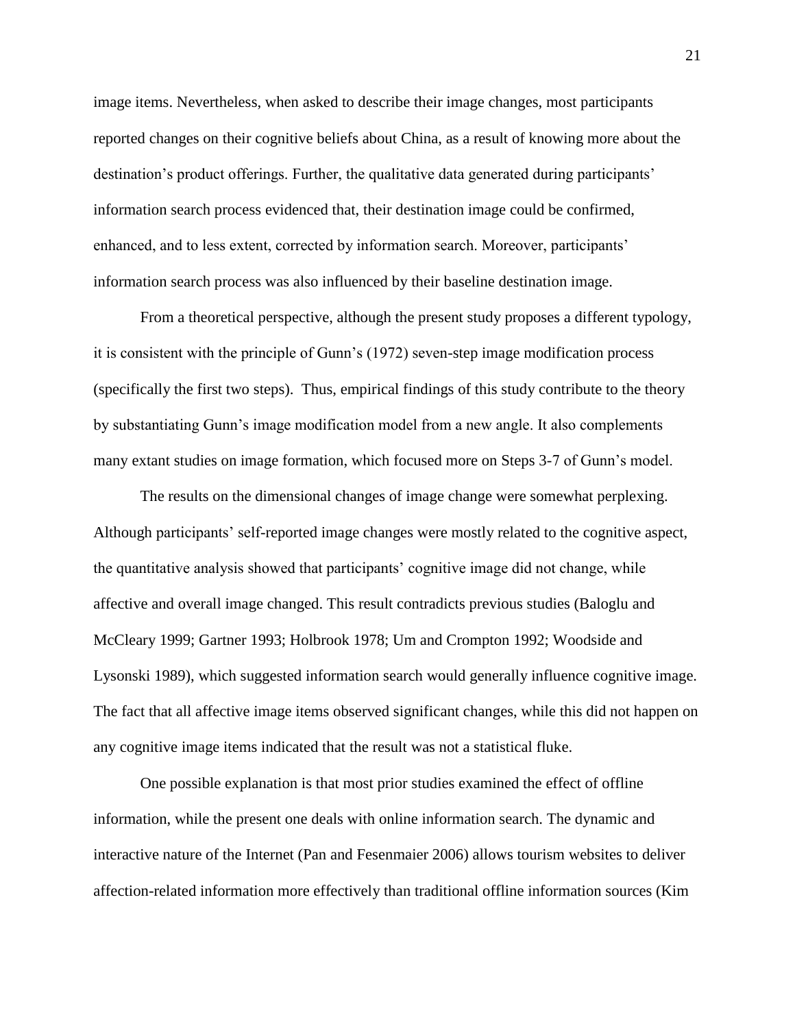image items. Nevertheless, when asked to describe their image changes, most participants reported changes on their cognitive beliefs about China, as a result of knowing more about the destination's product offerings. Further, the qualitative data generated during participants' information search process evidenced that, their destination image could be confirmed, enhanced, and to less extent, corrected by information search. Moreover, participants' information search process was also influenced by their baseline destination image.

From a theoretical perspective, although the present study proposes a different typology, it is consistent with the principle of Gunn's (1972) seven-step image modification process (specifically the first two steps). Thus, empirical findings of this study contribute to the theory by substantiating Gunn's image modification model from a new angle. It also complements many extant studies on image formation, which focused more on Steps 3-7 of Gunn's model.

The results on the dimensional changes of image change were somewhat perplexing. Although participants' self-reported image changes were mostly related to the cognitive aspect, the quantitative analysis showed that participants' cognitive image did not change, while affective and overall image changed. This result contradicts previous studies (Baloglu and McCleary 1999; Gartner 1993; Holbrook 1978; Um and Crompton 1992; Woodside and Lysonski 1989), which suggested information search would generally influence cognitive image. The fact that all affective image items observed significant changes, while this did not happen on any cognitive image items indicated that the result was not a statistical fluke.

One possible explanation is that most prior studies examined the effect of offline information, while the present one deals with online information search. The dynamic and interactive nature of the Internet (Pan and Fesenmaier 2006) allows tourism websites to deliver affection-related information more effectively than traditional offline information sources (Kim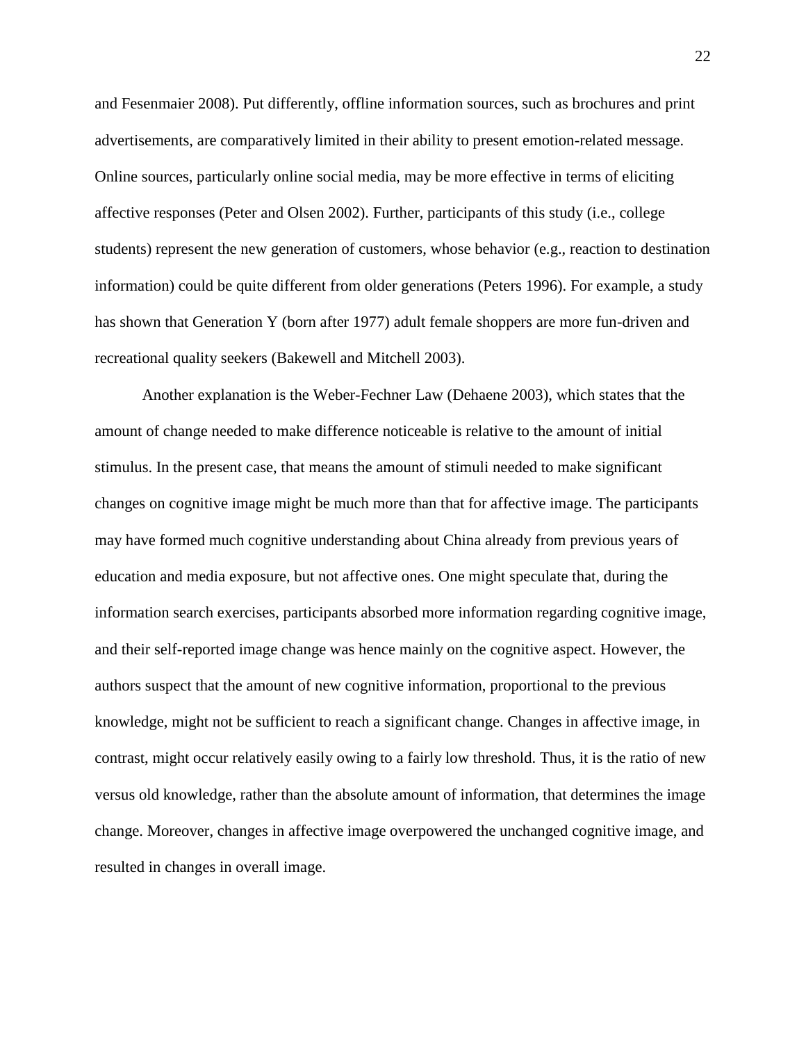and Fesenmaier 2008). Put differently, offline information sources, such as brochures and print advertisements, are comparatively limited in their ability to present emotion-related message. Online sources, particularly online social media, may be more effective in terms of eliciting affective responses (Peter and Olsen 2002). Further, participants of this study (i.e., college students) represent the new generation of customers, whose behavior (e.g., reaction to destination information) could be quite different from older generations (Peters 1996). For example, a study has shown that Generation Y (born after 1977) adult female shoppers are more fun-driven and recreational quality seekers (Bakewell and Mitchell 2003).

Another explanation is the Weber-Fechner Law (Dehaene 2003), which states that the amount of change needed to make difference noticeable is relative to the amount of initial stimulus. In the present case, that means the amount of stimuli needed to make significant changes on cognitive image might be much more than that for affective image. The participants may have formed much cognitive understanding about China already from previous years of education and media exposure, but not affective ones. One might speculate that, during the information search exercises, participants absorbed more information regarding cognitive image, and their self-reported image change was hence mainly on the cognitive aspect. However, the authors suspect that the amount of new cognitive information, proportional to the previous knowledge, might not be sufficient to reach a significant change. Changes in affective image, in contrast, might occur relatively easily owing to a fairly low threshold. Thus, it is the ratio of new versus old knowledge, rather than the absolute amount of information, that determines the image change. Moreover, changes in affective image overpowered the unchanged cognitive image, and resulted in changes in overall image.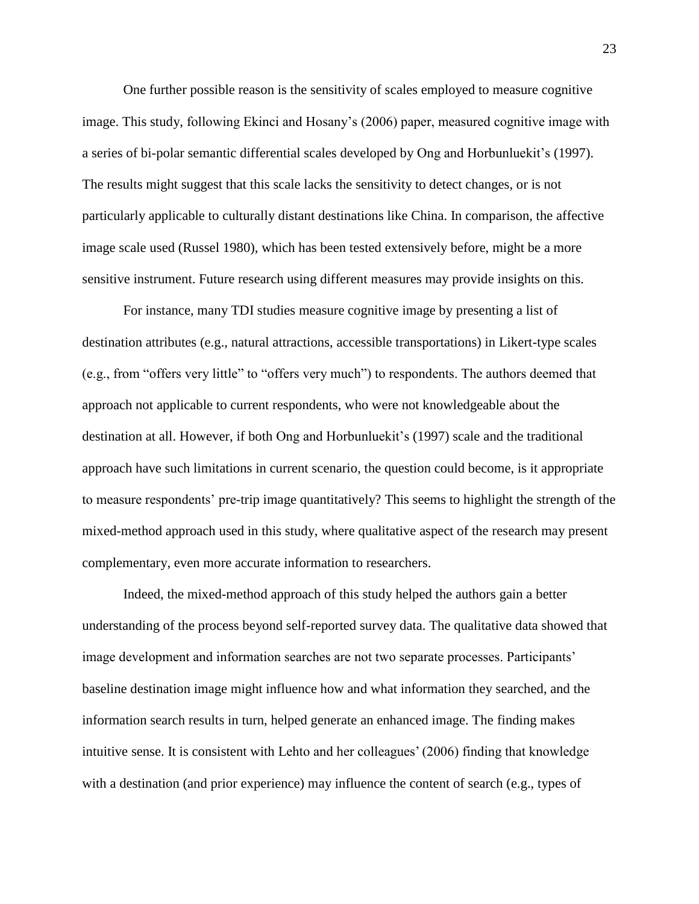One further possible reason is the sensitivity of scales employed to measure cognitive image. This study, following Ekinci and Hosany's (2006) paper, measured cognitive image with a series of bi-polar semantic differential scales developed by Ong and Horbunluekit's (1997). The results might suggest that this scale lacks the sensitivity to detect changes, or is not particularly applicable to culturally distant destinations like China. In comparison, the affective image scale used (Russel 1980), which has been tested extensively before, might be a more sensitive instrument. Future research using different measures may provide insights on this.

For instance, many TDI studies measure cognitive image by presenting a list of destination attributes (e.g., natural attractions, accessible transportations) in Likert-type scales (e.g., from "offers very little" to "offers very much") to respondents. The authors deemed that approach not applicable to current respondents, who were not knowledgeable about the destination at all. However, if both Ong and Horbunluekit's (1997) scale and the traditional approach have such limitations in current scenario, the question could become, is it appropriate to measure respondents' pre-trip image quantitatively? This seems to highlight the strength of the mixed-method approach used in this study, where qualitative aspect of the research may present complementary, even more accurate information to researchers.

Indeed, the mixed-method approach of this study helped the authors gain a better understanding of the process beyond self-reported survey data. The qualitative data showed that image development and information searches are not two separate processes. Participants' baseline destination image might influence how and what information they searched, and the information search results in turn, helped generate an enhanced image. The finding makes intuitive sense. It is consistent with Lehto and her colleagues' (2006) finding that knowledge with a destination (and prior experience) may influence the content of search (e.g., types of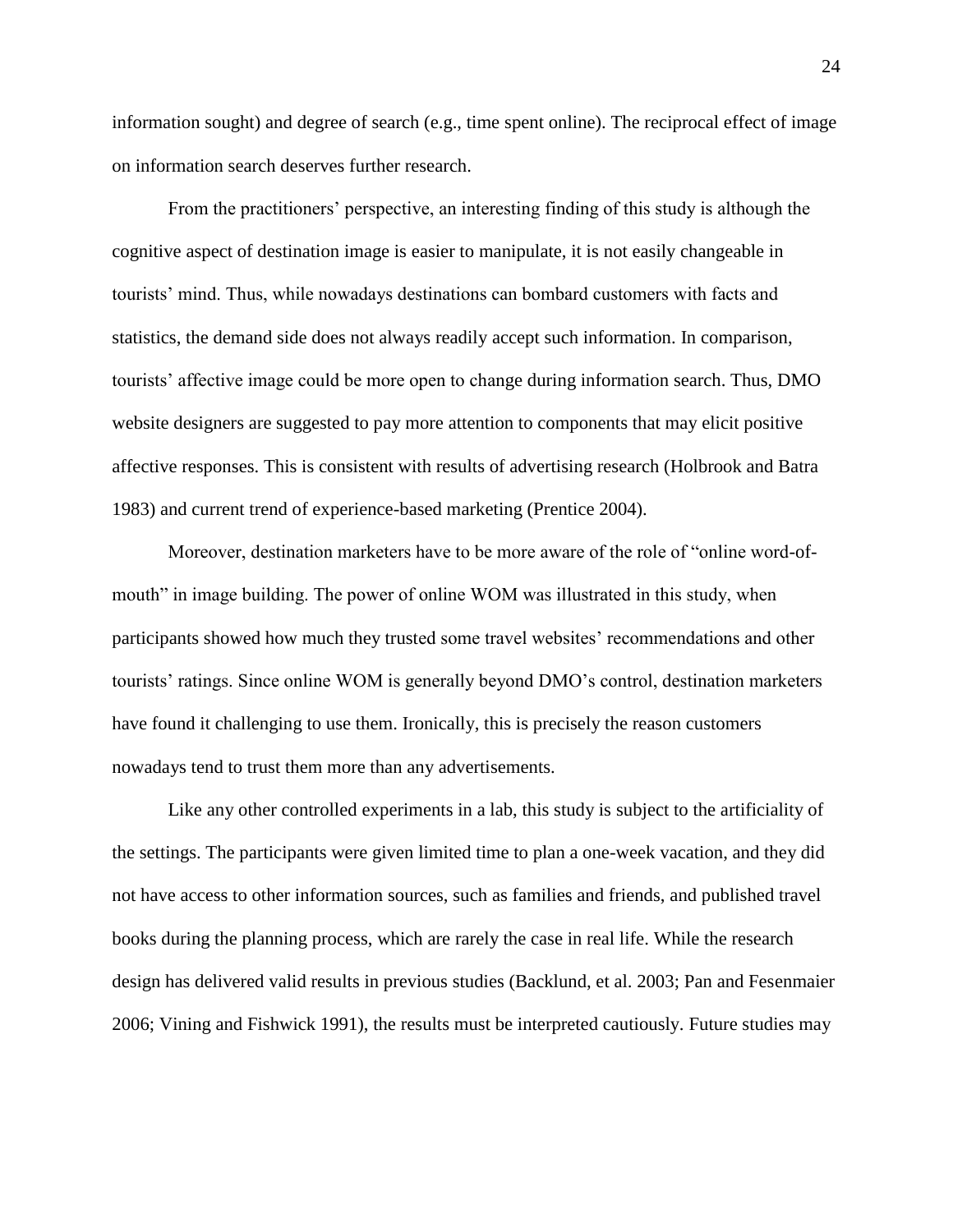information sought) and degree of search (e.g., time spent online). The reciprocal effect of image on information search deserves further research.

From the practitioners' perspective, an interesting finding of this study is although the cognitive aspect of destination image is easier to manipulate, it is not easily changeable in tourists' mind. Thus, while nowadays destinations can bombard customers with facts and statistics, the demand side does not always readily accept such information. In comparison, tourists' affective image could be more open to change during information search. Thus, DMO website designers are suggested to pay more attention to components that may elicit positive affective responses. This is consistent with results of advertising research (Holbrook and Batra 1983) and current trend of experience-based marketing (Prentice 2004).

Moreover, destination marketers have to be more aware of the role of "online word-of-mouth" in image building. The power of online WOM was illustrated in this study, when participants showed how much they trusted some travel websites' recommendations and other tourists' ratings. Since online WOM is generally beyond DMO's control, destination marketers have found it challenging to use them. Ironically, this is precisely the reason customers nowadays tend to trust them more than any advertisements.

Like any other controlled experiments in a lab, this study is subject to the artificiality of the settings. The participants were given limited time to plan a one-week vacation, and they did not have access to other information sources, such as families and friends, and published travel books during the planning process, which are rarely the case in real life. While the research design has delivered valid results in previous studies (Backlund, et al. 2003; Pan and Fesenmaier 2006; Vining and Fishwick 1991), the results must be interpreted cautiously. Future studies may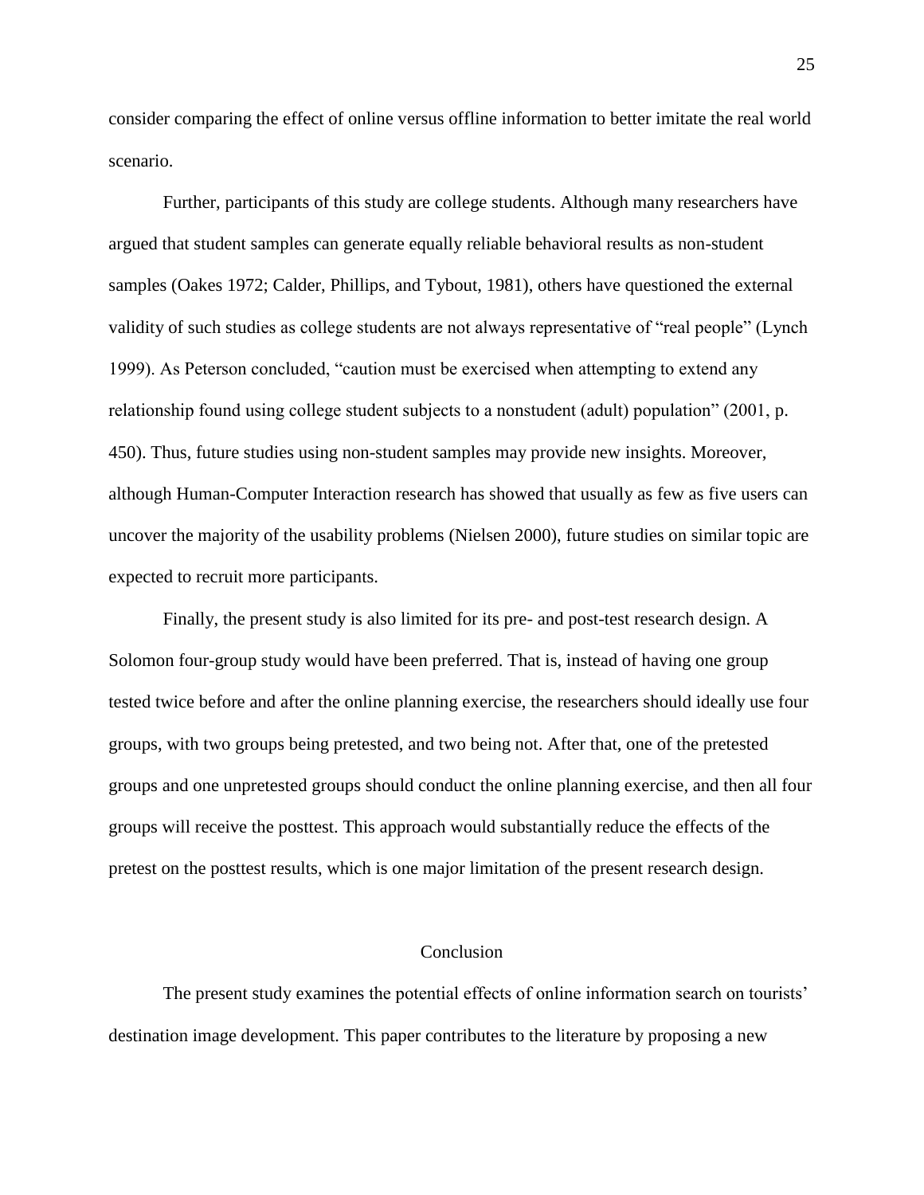consider comparing the effect of online versus offline information to better imitate the real world scenario.

Further, participants of this study are college students. Although many researchers have argued that student samples can generate equally reliable behavioral results as non-student samples (Oakes 1972; Calder, Phillips, and Tybout, 1981), others have questioned the external validity of such studies as college students are not always representative of "real people" (Lynch 1999). As Peterson concluded, "caution must be exercised when attempting to extend any relationship found using college student subjects to a nonstudent (adult) population" (2001, p. 450). Thus, future studies using non-student samples may provide new insights. Moreover, although Human-Computer Interaction research has showed that usually as few as five users can uncover the majority of the usability problems (Nielsen 2000), future studies on similar topic are expected to recruit more participants.

Finally, the present study is also limited for its pre- and post-test research design. A Solomon four-group study would have been preferred. That is, instead of having one group tested twice before and after the online planning exercise, the researchers should ideally use four groups, with two groups being pretested, and two being not. After that, one of the pretested groups and one unpretested groups should conduct the online planning exercise, and then all four groups will receive the posttest. This approach would substantially reduce the effects of the pretest on the posttest results, which is one major limitation of the present research design.

## Conclusion

The present study examines the potential effects of online information search on tourists' destination image development. This paper contributes to the literature by proposing a new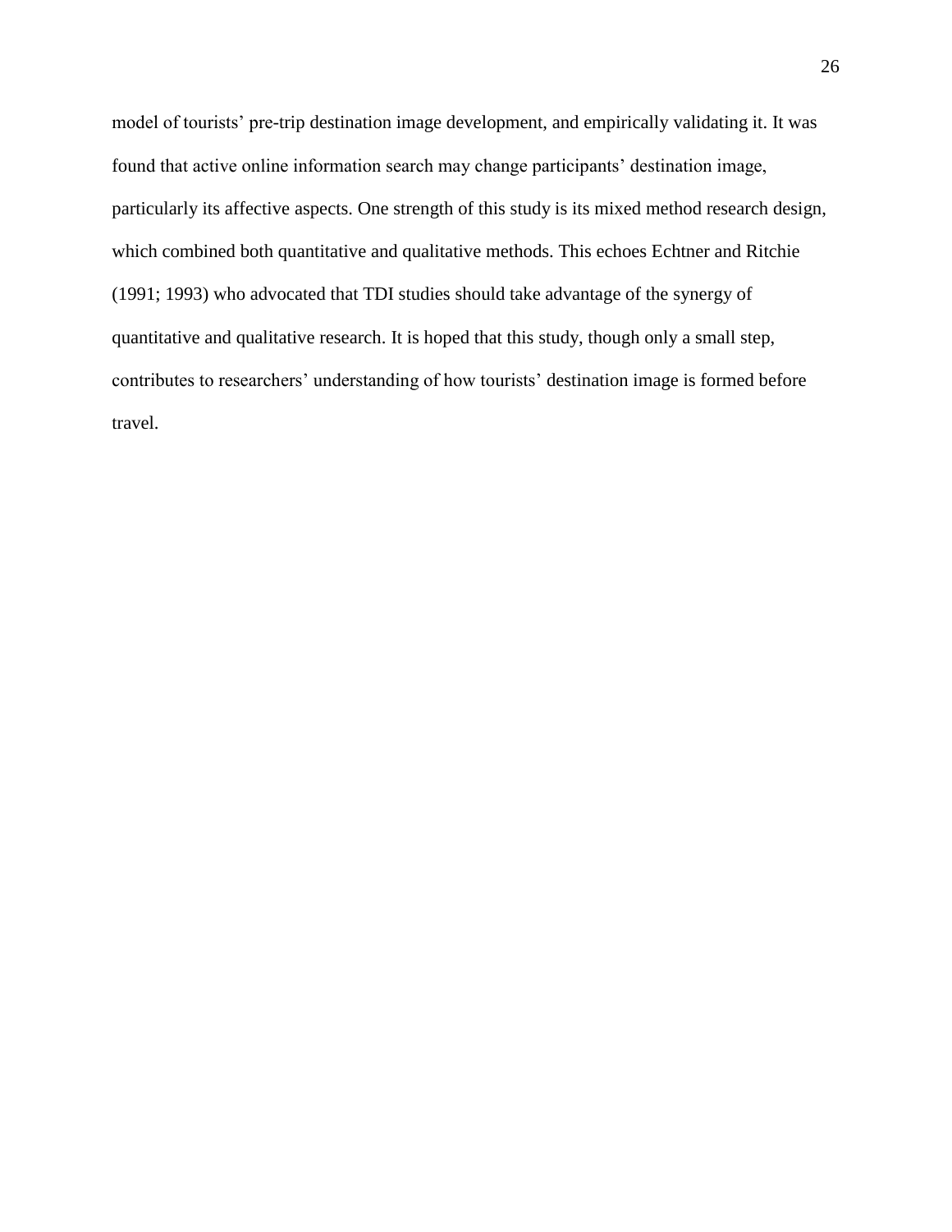model of tourists' pre-trip destination image development, and empirically validating it. It was found that active online information search may change participants' destination image, particularly its affective aspects. One strength of this study is its mixed method research design, which combined both quantitative and qualitative methods. This echoes Echtner and Ritchie (1991; 1993) who advocated that TDI studies should take advantage of the synergy of quantitative and qualitative research. It is hoped that this study, though only a small step, contributes to researchers' understanding of how tourists' destination image is formed before travel.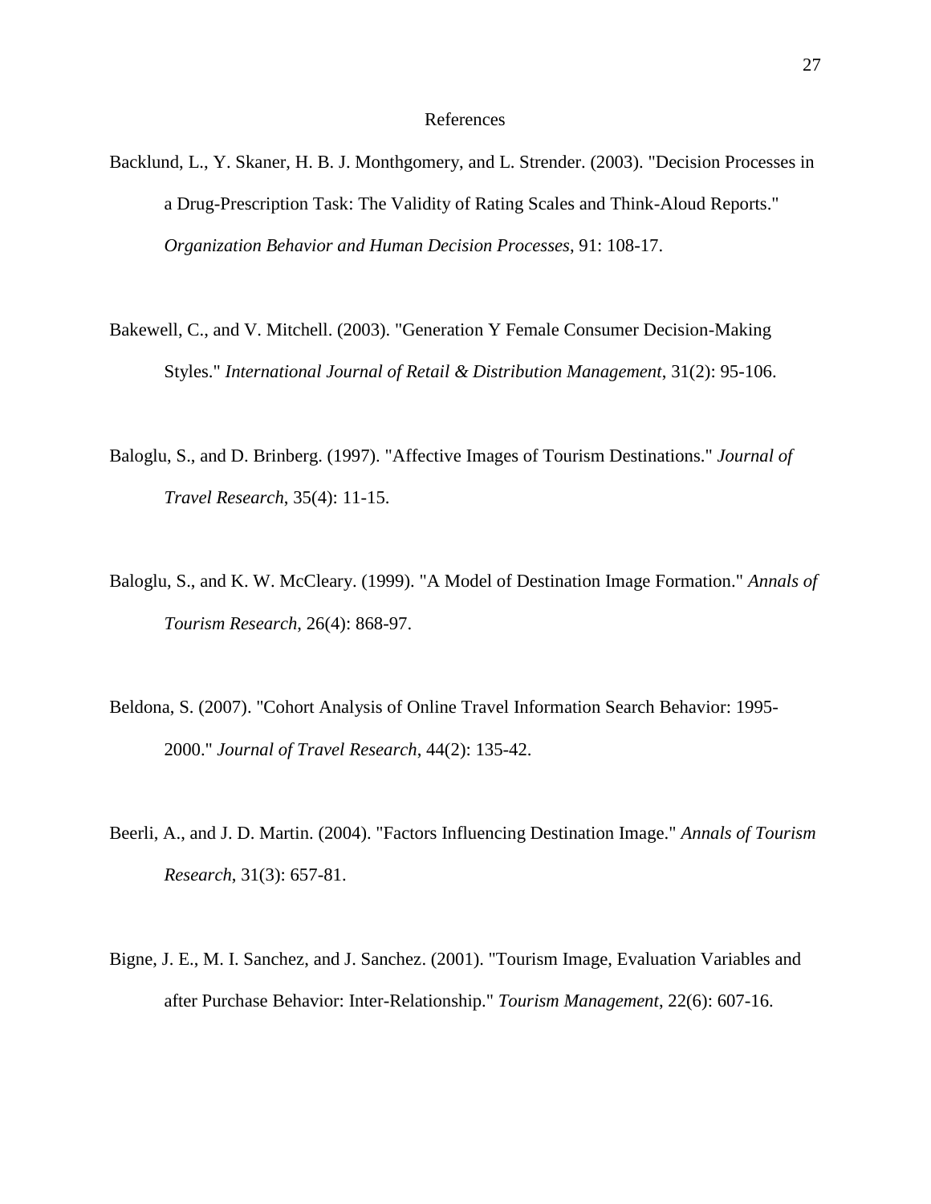# References

Backlund, L., Y. Skaner, H. B. J. Monthgomery, and L. Strender. (2003). "Decision Processes in a Drug-Prescription Task: The Validity of Rating Scales and Think-Aloud Reports." *Organization Behavior and Human Decision Processes*, 91: 108-17.

Bakewell, C., and V. Mitchell. (2003). "Generation Y Female Consumer Decision-Making Styles." *International Journal of Retail & Distribution Management*, 31(2): 95-106.

Baloglu, S., and D. Brinberg. (1997). "Affective Images of Tourism Destinations." *Journal of Travel Research*, 35(4): 11-15.

Baloglu, S., and K. W. McCleary. (1999). "A Model of Destination Image Formation." *Annals of Tourism Research*, 26(4): 868-97.

Beldona, S. (2007). "Cohort Analysis of Online Travel Information Search Behavior: 1995-2000." *Journal of Travel Research*, 44(2): 135-42.

Beerli, A., and J. D. Martin. (2004). "Factors Influencing Destination Image." *Annals of Tourism Research*, 31(3): 657-81.

Bigne, J. E., M. I. Sanchez, and J. Sanchez. (2001). "Tourism Image, Evaluation Variables and after Purchase Behavior: Inter-Relationship." *Tourism Management*, 22(6): 607-16.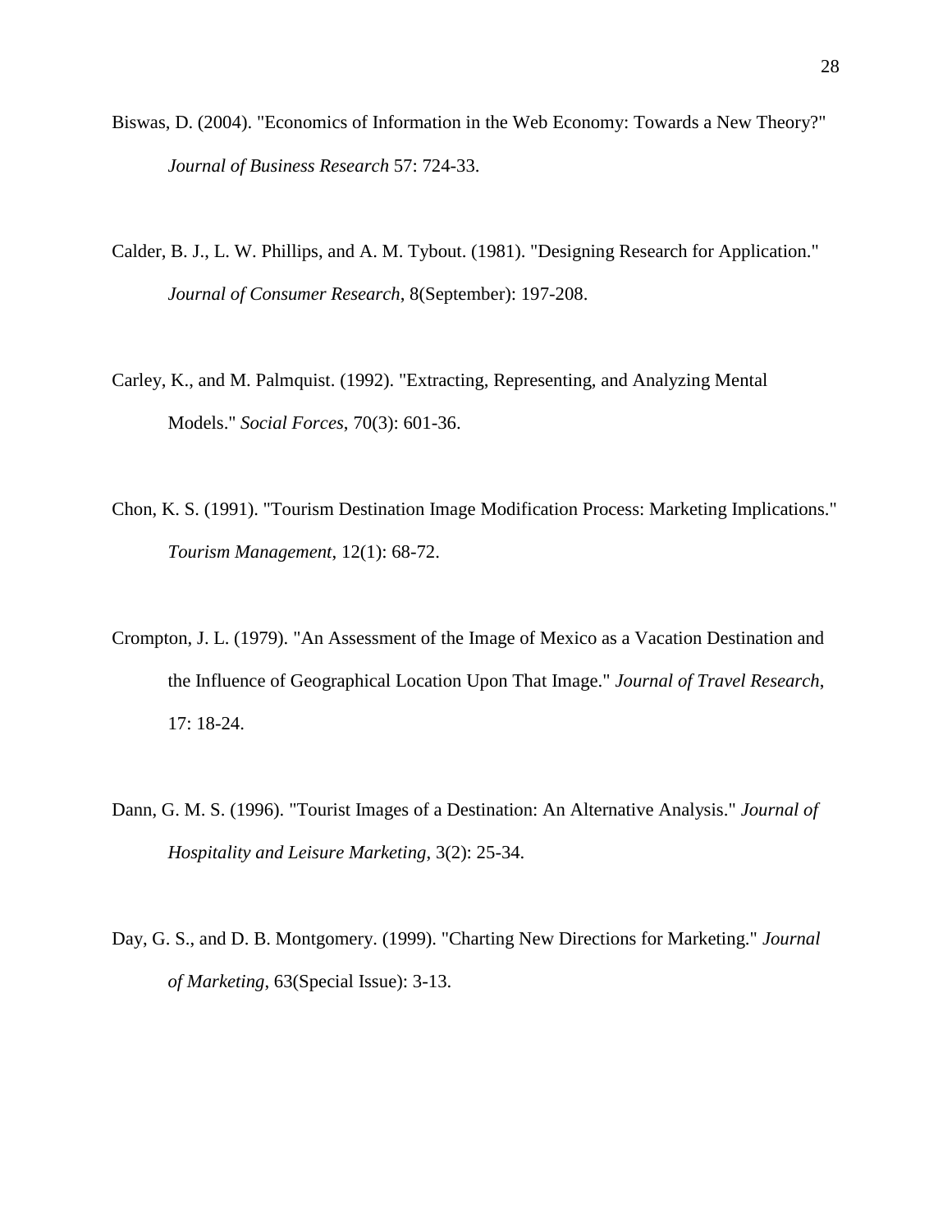Biswas, D. (2004). "Economics of Information in the Web Economy: Towards a New Theory?" *Journal of Business Research* 57: 724-33.

Calder, B. J., L. W. Phillips, and A. M. Tybout. (1981). "Designing Research for Application." *Journal of Consumer Research*, 8(September): 197-208.

Carley, K., and M. Palmquist. (1992). "Extracting, Representing, and Analyzing Mental Models." *Social Forces*, 70(3): 601-36.

Chon, K. S. (1991). "Tourism Destination Image Modification Process: Marketing Implications." *Tourism Management*, 12(1): 68-72.

Crompton, J. L. (1979). "An Assessment of the Image of Mexico as a Vacation Destination and the Influence of Geographical Location Upon That Image." *Journal of Travel Research*, 17: 18-24.

Dann, G. M. S. (1996). "Tourist Images of a Destination: An Alternative Analysis." *Journal of Hospitality and Leisure Marketing*, 3(2): 25-34.

Day, G. S., and D. B. Montgomery. (1999). "Charting New Directions for Marketing." *Journal of Marketing*, 63(Special Issue): 3-13.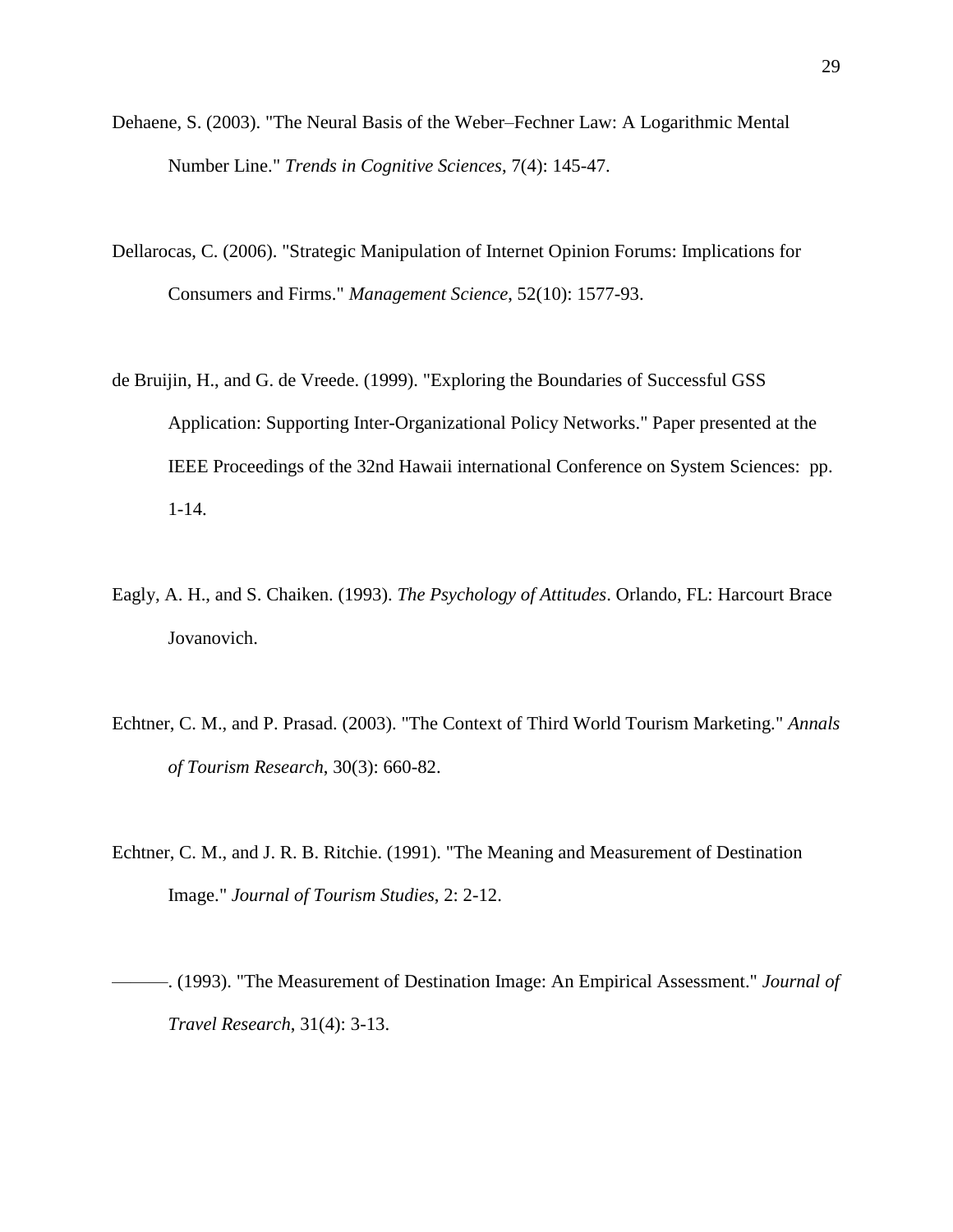Dehaene, S. (2003). "The Neural Basis of the Weber–Fechner Law: A Logarithmic Mental Number Line." *Trends in Cognitive Sciences*, 7(4): 145-47.

Dellarocas, C. (2006). "Strategic Manipulation of Internet Opinion Forums: Implications for Consumers and Firms." *Management Science*, 52(10): 1577-93.

de Bruijin, H., and G. de Vreede. (1999). "Exploring the Boundaries of Successful GSS Application: Supporting Inter-Organizational Policy Networks." Paper presented at the IEEE Proceedings of the 32nd Hawaii international Conference on System Sciences: pp. 1-14.

Eagly, A. H., and S. Chaiken. (1993). *The Psychology of Attitudes*. Orlando, FL: Harcourt Brace Jovanovich.

Echtner, C. M., and P. Prasad. (2003). "The Context of Third World Tourism Marketing." *Annals of Tourism Research*, 30(3): 660-82.

Echtner, C. M., and J. R. B. Ritchie. (1991). "The Meaning and Measurement of Destination Image." *Journal of Tourism Studies*, 2: 2-12.

———. (1993). "The Measurement of Destination Image: An Empirical Assessment." *Journal of Travel Research*, 31(4): 3-13.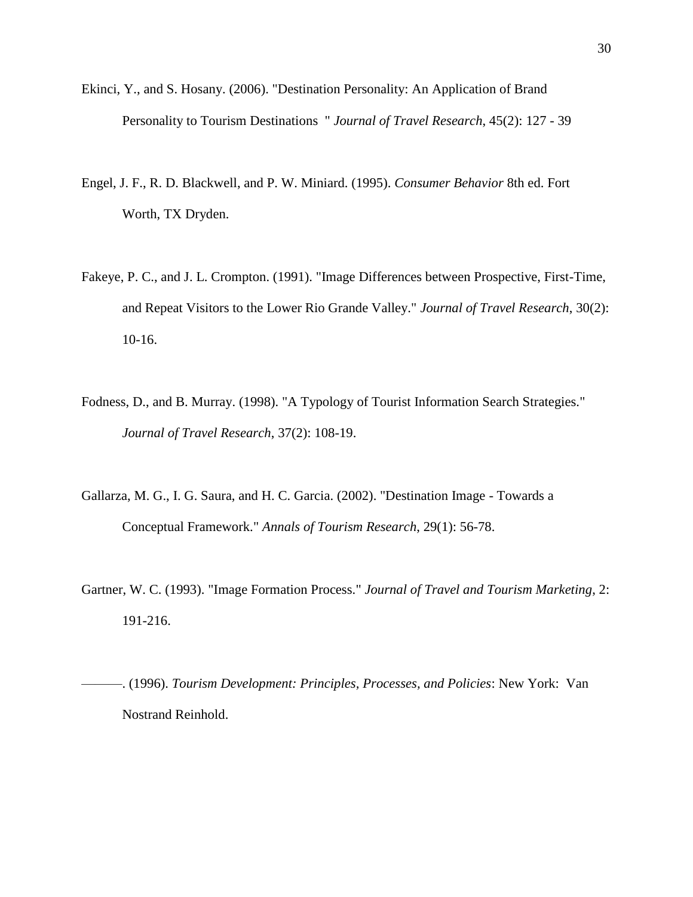Ekinci, Y., and S. Hosany. (2006). "Destination Personality: An Application of Brand Personality to Tourism Destinations " *Journal of Travel Research*, 45(2): 127 - 39

Engel, J. F., R. D. Blackwell, and P. W. Miniard. (1995). *Consumer Behavior* 8th ed. Fort Worth, TX Dryden.

Fakeye, P. C., and J. L. Crompton. (1991). "Image Differences between Prospective, First-Time, and Repeat Visitors to the Lower Rio Grande Valley." *Journal of Travel Research*, 30(2): 10-16.

Fodness, D., and B. Murray. (1998). "A Typology of Tourist Information Search Strategies." *Journal of Travel Research*, 37(2): 108-19.

Gallarza, M. G., I. G. Saura, and H. C. Garcia. (2002). "Destination Image - Towards a Conceptual Framework." *Annals of Tourism Research*, 29(1): 56-78.

Gartner, W. C. (1993). "Image Formation Process." *Journal of Travel and Tourism Marketing*, 2: 191-216.

———. (1996). *Tourism Development: Principles, Processes, and Policies*: New York: Van Nostrand Reinhold.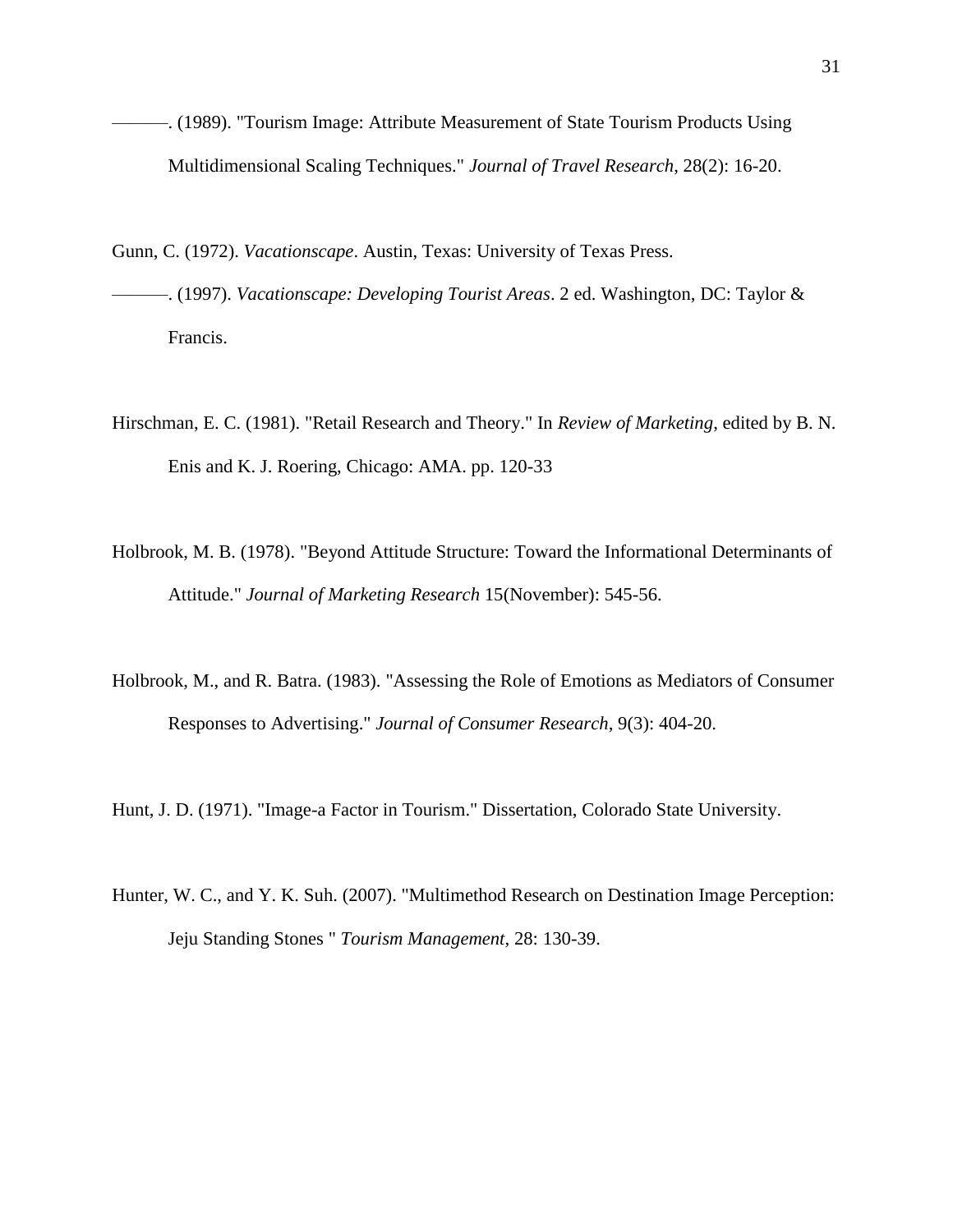———. (1989). "Tourism Image: Attribute Measurement of State Tourism Products Using Multidimensional Scaling Techniques." *Journal of Travel Research*, 28(2): 16-20.

Gunn, C. (1972). *Vacationscape*. Austin, Texas: University of Texas Press.

———. (1997). *Vacationscape: Developing Tourist Areas*. 2 ed. Washington, DC: Taylor & Francis.

Hirschman, E. C. (1981). "Retail Research and Theory." In *Review of Marketing*, edited by B. N. Enis and K. J. Roering, Chicago: AMA. pp. 120-33

Holbrook, M. B. (1978). "Beyond Attitude Structure: Toward the Informational Determinants of Attitude." *Journal of Marketing Research* 15(November): 545-56.

Holbrook, M., and R. Batra. (1983). "Assessing the Role of Emotions as Mediators of Consumer Responses to Advertising." *Journal of Consumer Research*, 9(3): 404-20.

Hunt, J. D. (1971). "Image-a Factor in Tourism." Dissertation, Colorado State University.

Hunter, W. C., and Y. K. Suh. (2007). "Multimethod Research on Destination Image Perception: Jeju Standing Stones " *Tourism Management*, 28: 130-39.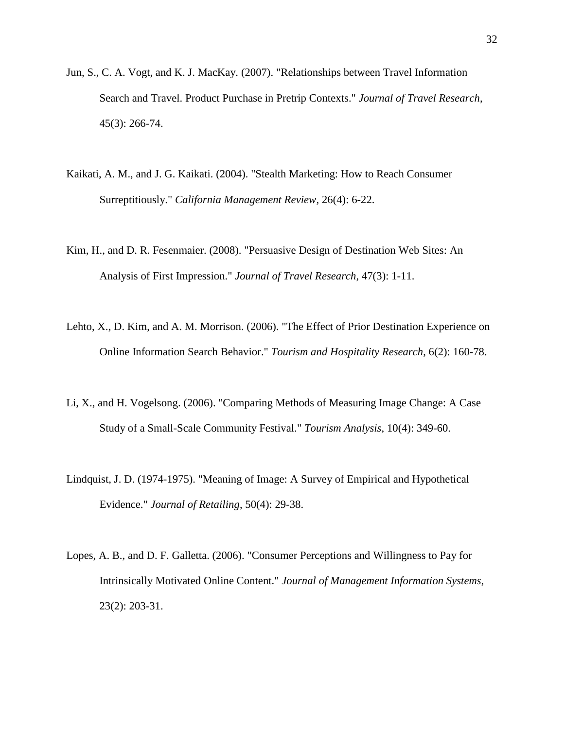Jun, S., C. A. Vogt, and K. J. MacKay. (2007). "Relationships between Travel Information Search and Travel. Product Purchase in Pretrip Contexts." *Journal of Travel Research*, 45(3): 266-74.

Kaikati, A. M., and J. G. Kaikati. (2004). "Stealth Marketing: How to Reach Consumer Surreptitiously." *California Management Review*, 26(4): 6-22.

Kim, H., and D. R. Fesenmaier. (2008). "Persuasive Design of Destination Web Sites: An Analysis of First Impression." *Journal of Travel Research*, 47(3): 1-11.

Lehto, X., D. Kim, and A. M. Morrison. (2006). "The Effect of Prior Destination Experience on Online Information Search Behavior." *Tourism and Hospitality Research*, 6(2): 160-78.

Li, X., and H. Vogelsong. (2006). "Comparing Methods of Measuring Image Change: A Case Study of a Small-Scale Community Festival." *Tourism Analysis*, 10(4): 349-60.

Lindquist, J. D. (1974-1975). "Meaning of Image: A Survey of Empirical and Hypothetical Evidence." *Journal of Retailing*, 50(4): 29-38.

Lopes, A. B., and D. F. Galletta. (2006). "Consumer Perceptions and Willingness to Pay for Intrinsically Motivated Online Content." *Journal of Management Information Systems*, 23(2): 203-31.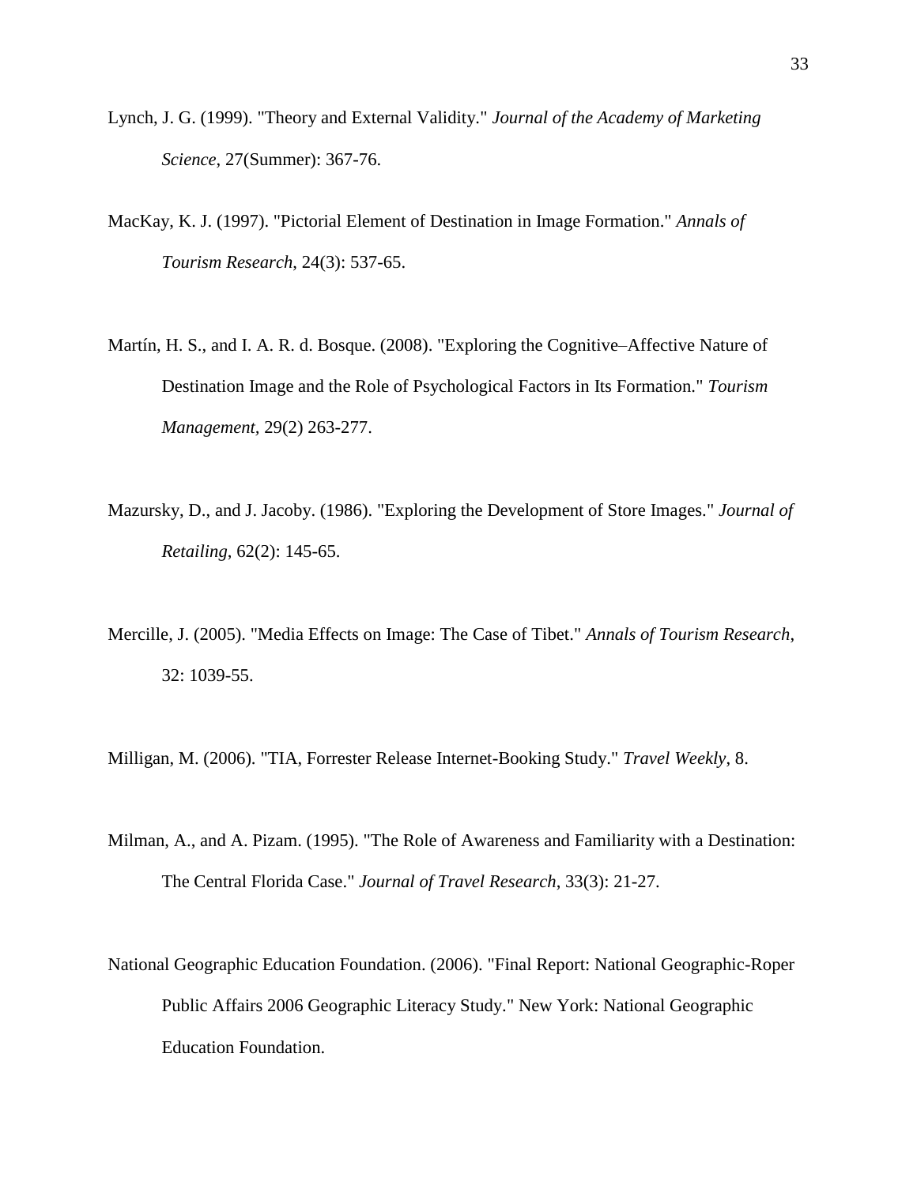Lynch, J. G. (1999). "Theory and External Validity." *Journal of the Academy of Marketing Science*, 27(Summer): 367-76.

MacKay, K. J. (1997). "Pictorial Element of Destination in Image Formation." *Annals of Tourism Research*, 24(3): 537-65.

Martín, H. S., and I. A. R. d. Bosque. (2008). "Exploring the Cognitive–Affective Nature of Destination Image and the Role of Psychological Factors in Its Formation." *Tourism Management*, 29(2) 263-277.

Mazursky, D., and J. Jacoby. (1986). "Exploring the Development of Store Images." *Journal of Retailing*, 62(2): 145-65.

Mercille, J. (2005). "Media Effects on Image: The Case of Tibet." *Annals of Tourism Research*, 32: 1039-55.

Milligan, M. (2006). "TIA, Forrester Release Internet-Booking Study." *Travel Weekly*, 8.

Milman, A., and A. Pizam. (1995). "The Role of Awareness and Familiarity with a Destination: The Central Florida Case." *Journal of Travel Research*, 33(3): 21-27.

National Geographic Education Foundation. (2006). "Final Report: National Geographic-Roper Public Affairs 2006 Geographic Literacy Study." New York: National Geographic Education Foundation.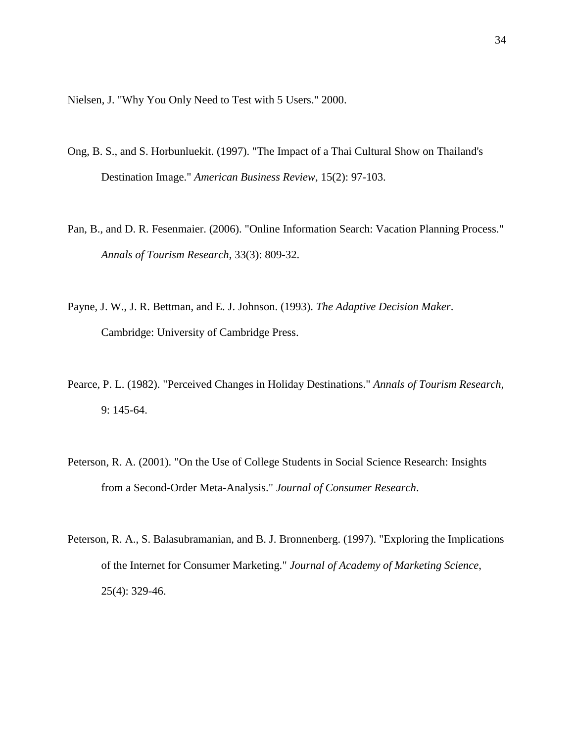Nielsen, J. "Why You Only Need to Test with 5 Users." 2000.

Ong, B. S., and S. Horbunluekit. (1997). "The Impact of a Thai Cultural Show on Thailand's Destination Image." *American Business Review*, 15(2): 97-103.

Pan, B., and D. R. Fesenmaier. (2006). "Online Information Search: Vacation Planning Process." *Annals of Tourism Research*, 33(3): 809-32.

Payne, J. W., J. R. Bettman, and E. J. Johnson. (1993). *The Adaptive Decision Maker*. Cambridge: University of Cambridge Press.

Pearce, P. L. (1982). "Perceived Changes in Holiday Destinations." *Annals of Tourism Research*, 9: 145-64.

Peterson, R. A. (2001). "On the Use of College Students in Social Science Research: Insights from a Second-Order Meta-Analysis." *Journal of Consumer Research*.

Peterson, R. A., S. Balasubramanian, and B. J. Bronnenberg. (1997). "Exploring the Implications of the Internet for Consumer Marketing." *Journal of Academy of Marketing Science*, 25(4): 329-46.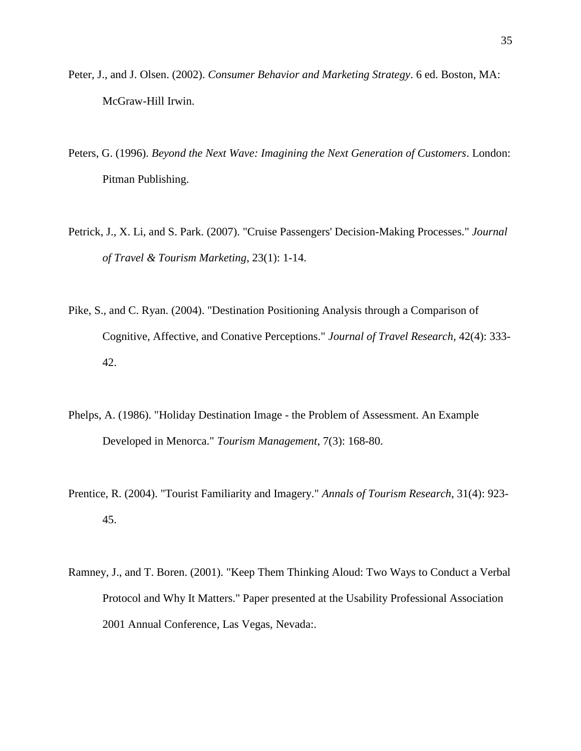Peter, J., and J. Olsen. (2002). *Consumer Behavior and Marketing Strategy*. 6 ed. Boston, MA: McGraw-Hill Irwin.

Peters, G. (1996). *Beyond the Next Wave: Imagining the Next Generation of Customers*. London: Pitman Publishing.

Petrick, J., X. Li, and S. Park. (2007). "Cruise Passengers' Decision-Making Processes." *Journal of Travel & Tourism Marketing*, 23(1): 1-14.

Pike, S., and C. Ryan. (2004). "Destination Positioning Analysis through a Comparison of Cognitive, Affective, and Conative Perceptions." *Journal of Travel Research*, 42(4): 333-42.

Phelps, A. (1986). "Holiday Destination Image - the Problem of Assessment. An Example Developed in Menorca." *Tourism Management*, 7(3): 168-80.

Prentice, R. (2004). "Tourist Familiarity and Imagery." *Annals of Tourism Research*, 31(4): 923-45.

Ramney, J., and T. Boren. (2001). "Keep Them Thinking Aloud: Two Ways to Conduct a Verbal Protocol and Why It Matters." Paper presented at the Usability Professional Association 2001 Annual Conference, Las Vegas, Nevada:.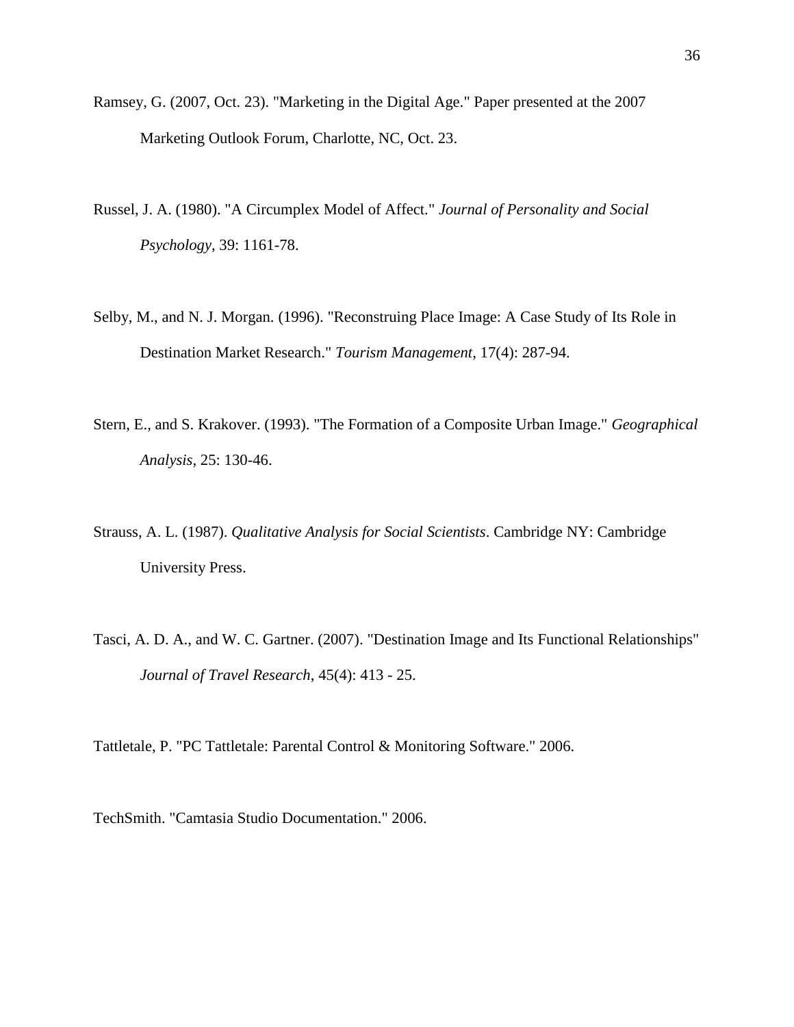Ramsey, G. (2007, Oct. 23). "Marketing in the Digital Age." Paper presented at the 2007 Marketing Outlook Forum, Charlotte, NC, Oct. 23.

Russel, J. A. (1980). "A Circumplex Model of Affect." *Journal of Personality and Social Psychology*, 39: 1161-78.

Selby, M., and N. J. Morgan. (1996). "Reconstruing Place Image: A Case Study of Its Role in Destination Market Research." *Tourism Management*, 17(4): 287-94.

Stern, E., and S. Krakover. (1993). "The Formation of a Composite Urban Image." *Geographical Analysis*, 25: 130-46.

Strauss, A. L. (1987). *Qualitative Analysis for Social Scientists*. Cambridge NY: Cambridge University Press.

Tasci, A. D. A., and W. C. Gartner. (2007). "Destination Image and Its Functional Relationships" *Journal of Travel Research*, 45(4): 413 - 25.

Tattletale, P. "PC Tattletale: Parental Control & Monitoring Software." 2006.

TechSmith. "Camtasia Studio Documentation." 2006.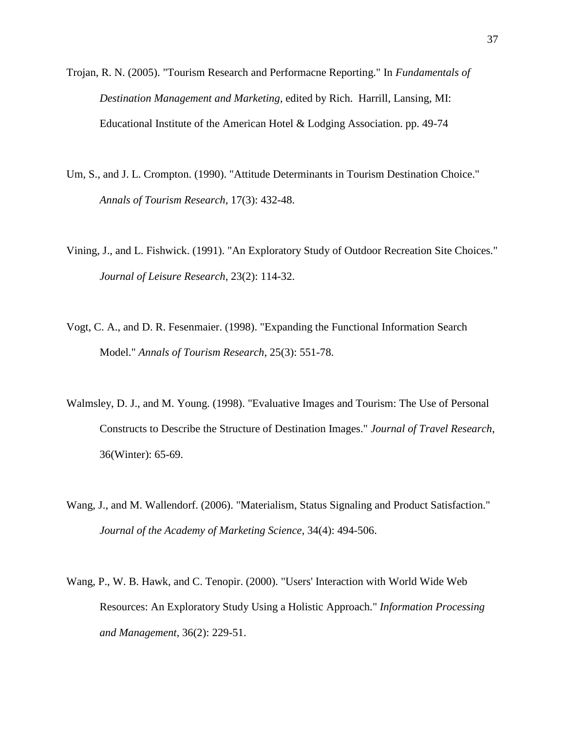Trojan, R. N. (2005). "Tourism Research and Performacne Reporting." In *Fundamentals of Destination Management and Marketing*, edited by Rich. Harrill, Lansing, MI: Educational Institute of the American Hotel & Lodging Association. pp. 49-74

Um, S., and J. L. Crompton. (1990). "Attitude Determinants in Tourism Destination Choice." *Annals of Tourism Research*, 17(3): 432-48.

Vining, J., and L. Fishwick. (1991). "An Exploratory Study of Outdoor Recreation Site Choices." *Journal of Leisure Research*, 23(2): 114-32.

Vogt, C. A., and D. R. Fesenmaier. (1998). "Expanding the Functional Information Search Model." *Annals of Tourism Research*, 25(3): 551-78.

Walmsley, D. J., and M. Young. (1998). "Evaluative Images and Tourism: The Use of Personal Constructs to Describe the Structure of Destination Images." *Journal of Travel Research*, 36(Winter): 65-69.

Wang, J., and M. Wallendorf. (2006). "Materialism, Status Signaling and Product Satisfaction." *Journal of the Academy of Marketing Science*, 34(4): 494-506.

Wang, P., W. B. Hawk, and C. Tenopir. (2000). "Users' Interaction with World Wide Web Resources: An Exploratory Study Using a Holistic Approach." *Information Processing and Management*, 36(2): 229-51.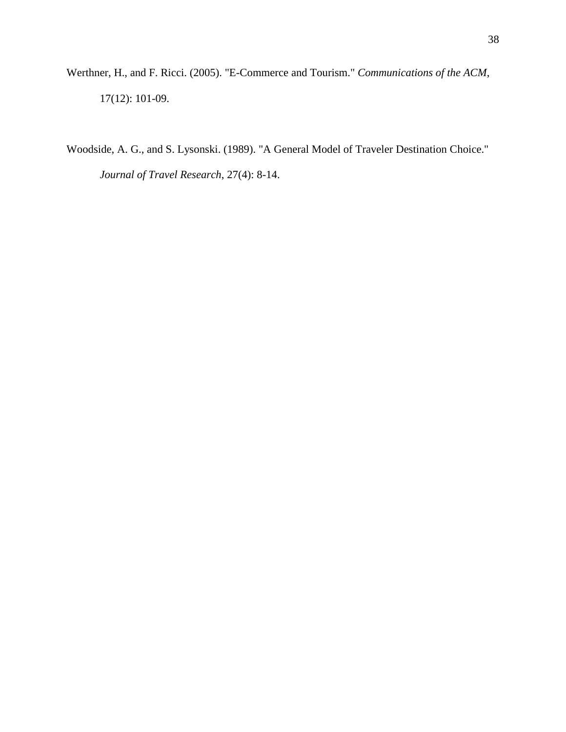Werthner, H., and F. Ricci. (2005). "E-Commerce and Tourism." *Communications of the ACM*, 17(12): 101-09.

Woodside, A. G., and S. Lysonski. (1989). "A General Model of Traveler Destination Choice." *Journal of Travel Research*, 27(4): 8-14.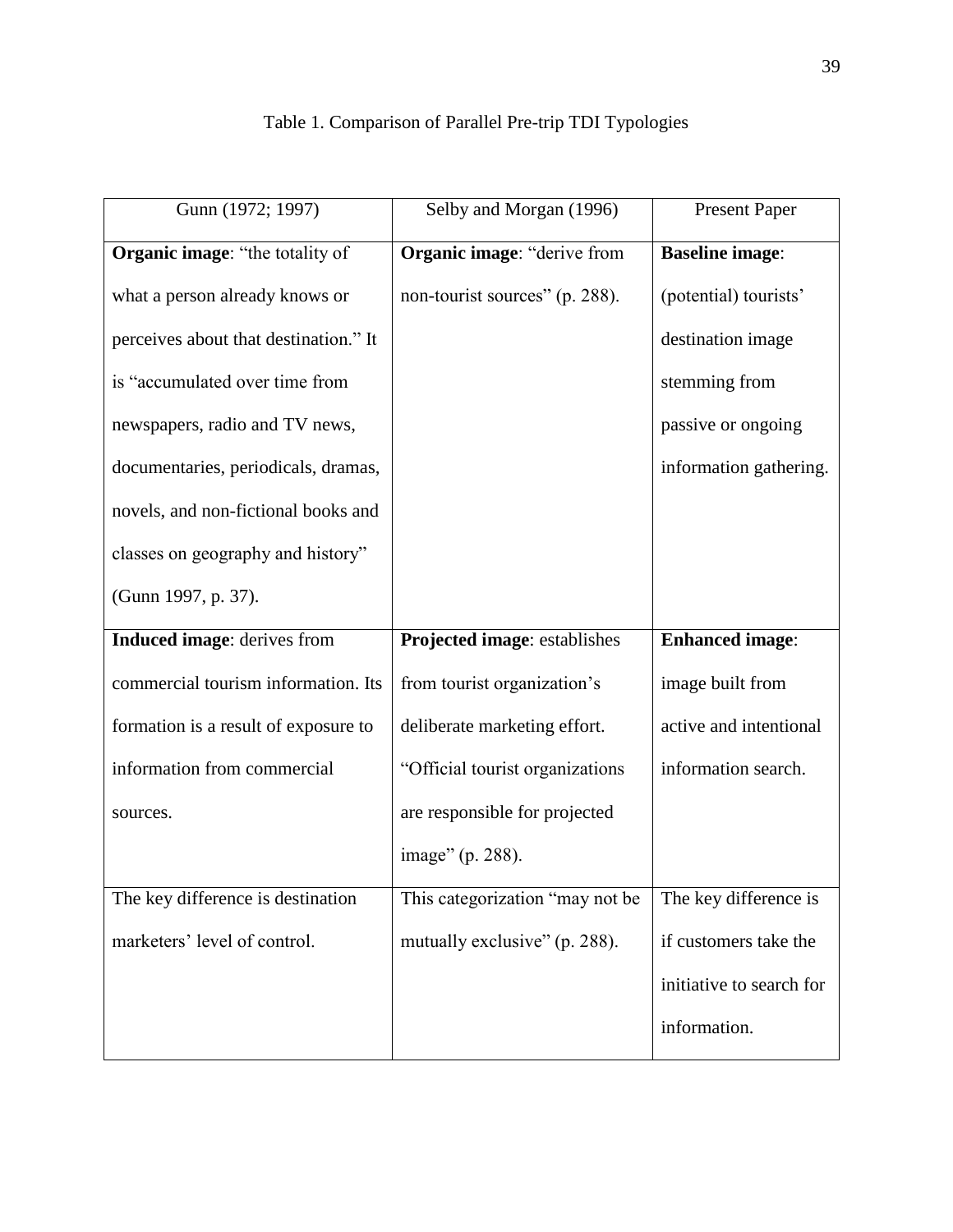Table 1. Comparison of Parallel Pre-trip TDI Typologies

| Gunn (1972; 1997) | Selby and Morgan (1996) | Present Paper |
| --- | --- | --- |
| **Organic image**: "the totality of what a person already knows or perceives about that destination." It is "accumulated over time from newspapers, radio and TV news, documentaries, periodicals, dramas, novels, and non-fictional books and classes on geography and history" (Gunn 1997, p. 37). | **Organic image**: "derive from non-tourist sources" (p. 288). | **Baseline image**: (potential) tourists' destination image stemming from passive or ongoing information gathering. |
| **Induced image**: derives from commercial tourism information. Its formation is a result of exposure to information from commercial sources. | **Projected image**: establishes from tourist organization's deliberate marketing effort. "Official tourist organizations are responsible for projected image" (p. 288). | **Enhanced image**: image built from active and intentional information search. |
| The key difference is destination marketers' level of control. | This categorization "may not be mutually exclusive" (p. 288). | The key difference is if customers take the initiative to search for information. |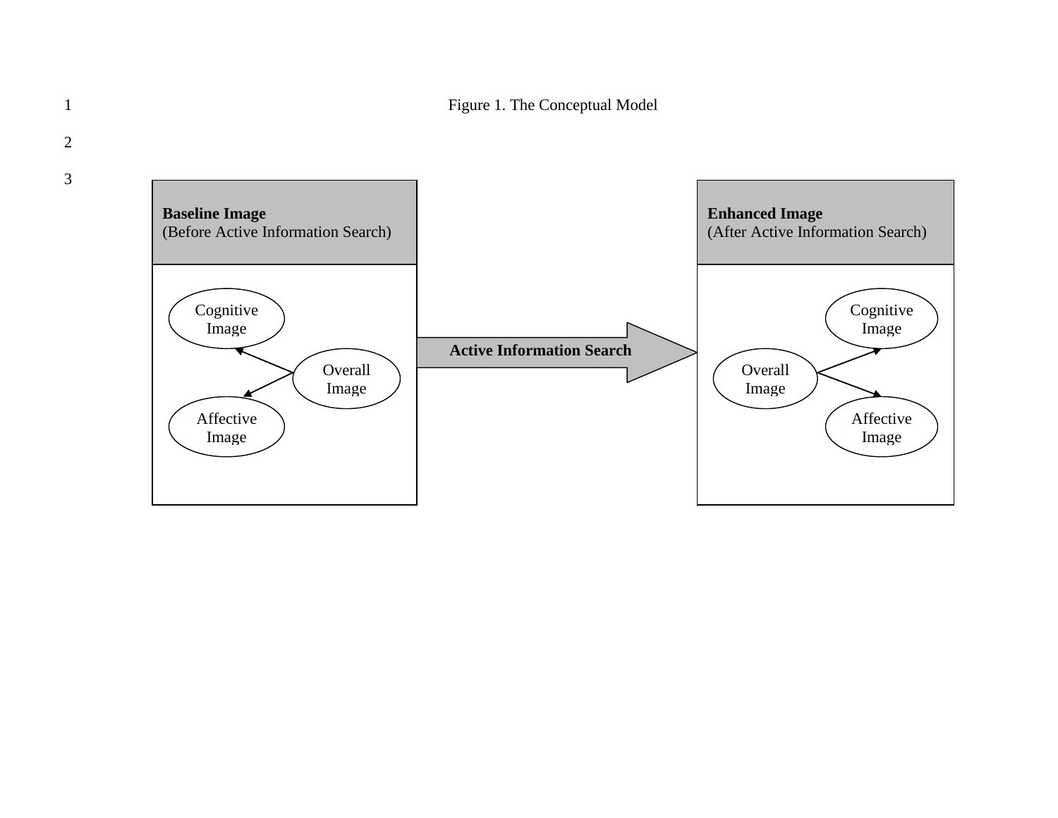Figure 1. The Conceptual Model

**Baseline Image**
(Before Active Information Search)

Cognitive Image

Overall Image

Affective Image

**Active Information Search**

**Enhanced Image**
(After Active Information Search)

Overall Image

Cognitive Image

Affective Image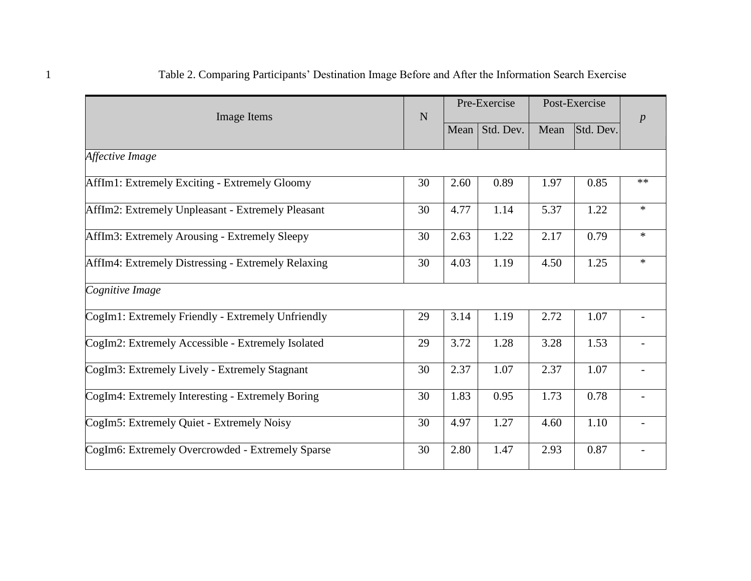Table 2. Comparing Participants' Destination Image Before and After the Information Search Exercise

| Image Items | N | Pre-Exercise | | Post-Exercise | | *p* |
|---|---|---|---|---|---|---|
| | | Mean | Std. Dev. | Mean | Std. Dev. | |
| *Affective Image* | | | | | | |
| AffIm1: Extremely Exciting - Extremely Gloomy | 30 | 2.60 | 0.89 | 1.97 | 0.85 | ** |
| AffIm2: Extremely Unpleasant - Extremely Pleasant | 30 | 4.77 | 1.14 | 5.37 | 1.22 | * |
| AffIm3: Extremely Arousing - Extremely Sleepy | 30 | 2.63 | 1.22 | 2.17 | 0.79 | * |
| AffIm4: Extremely Distressing - Extremely Relaxing | 30 | 4.03 | 1.19 | 4.50 | 1.25 | * |
| *Cognitive Image* | | | | | | |
| CogIm1: Extremely Friendly - Extremely Unfriendly | 29 | 3.14 | 1.19 | 2.72 | 1.07 | - |
| CogIm2: Extremely Accessible - Extremely Isolated | 29 | 3.72 | 1.28 | 3.28 | 1.53 | - |
| CogIm3: Extremely Lively - Extremely Stagnant | 30 | 2.37 | 1.07 | 2.37 | 1.07 | - |
| CogIm4: Extremely Interesting - Extremely Boring | 30 | 1.83 | 0.95 | 1.73 | 0.78 | - |
| CogIm5: Extremely Quiet - Extremely Noisy | 30 | 4.97 | 1.27 | 4.60 | 1.10 | - |
| CogIm6: Extremely Overcrowded - Extremely Sparse | 30 | 2.80 | 1.47 | 2.93 | 0.87 | - |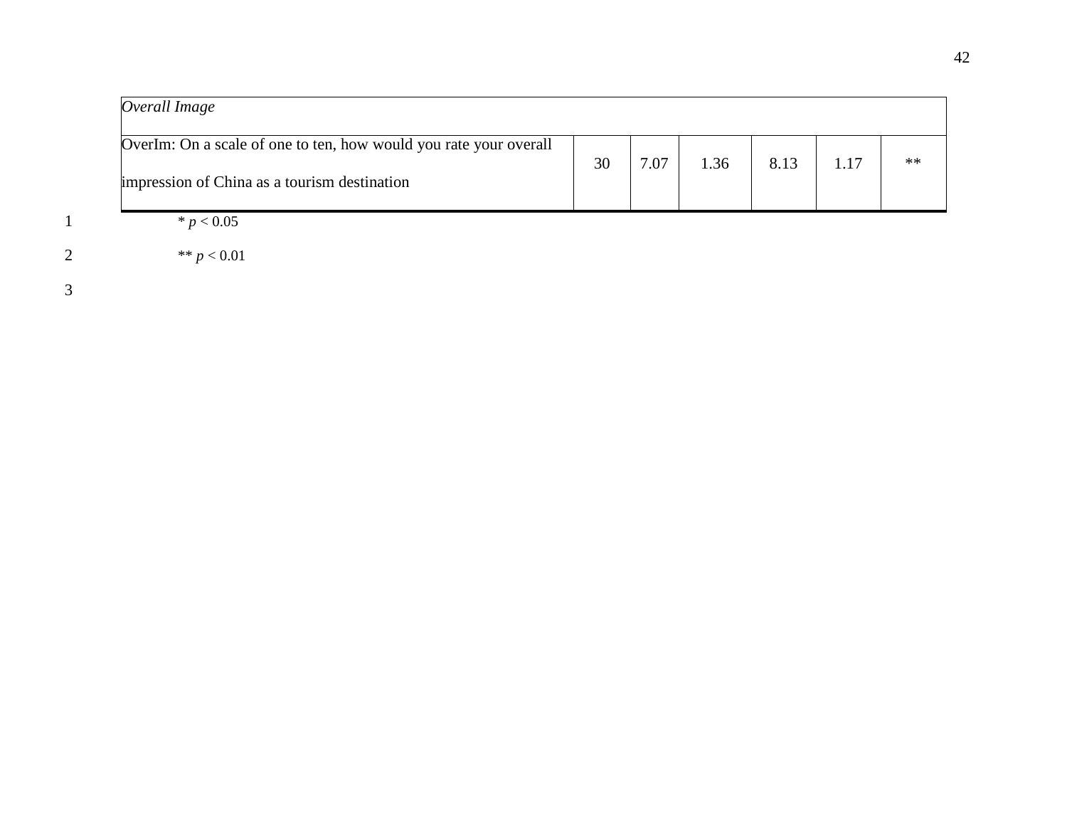| | | | | | | |
|---|---|---|---|---|---|---|
| *Overall Image* | | | | | | |
| OverIm: On a scale of one to ten, how would you rate your overall impression of China as a tourism destination | 30 | 7.07 | 1.36 | 8.13 | 1.17 | ** |

\* $p < 0.05$

\*\* $p < 0.01$